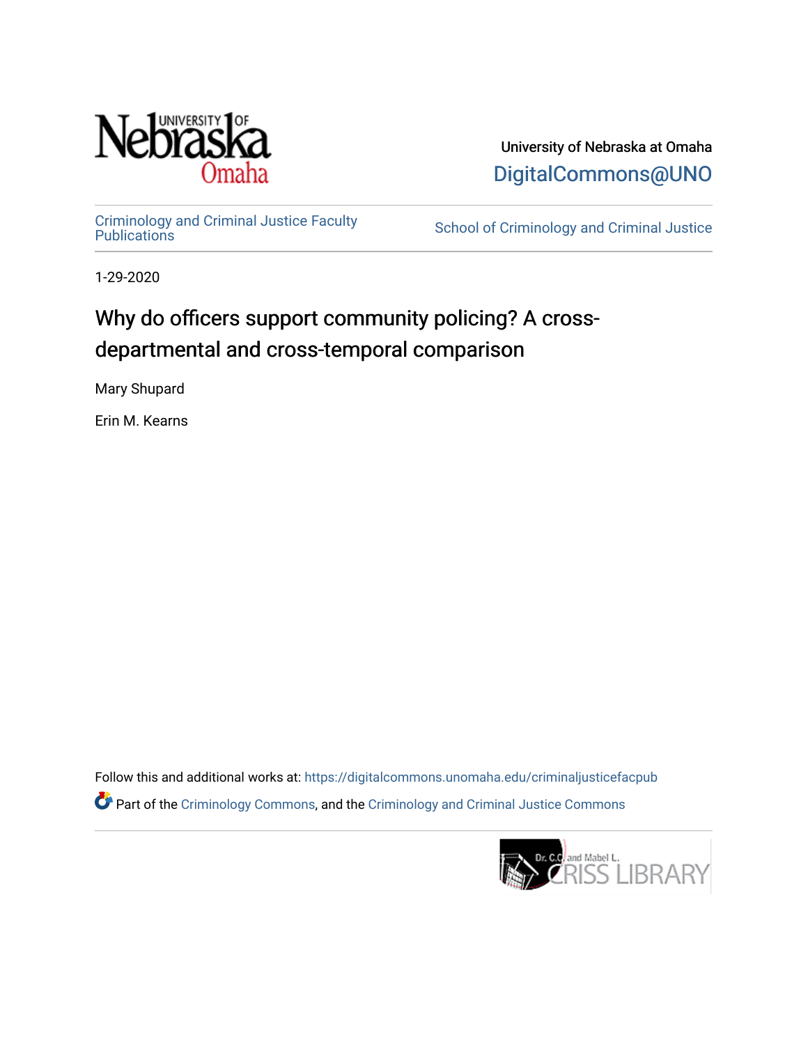University of Nebraska at Omaha

DigitalCommons@UNO

Criminology and Criminal Justice Faculty Publications

School of Criminology and Criminal Justice

1-29-2020

# Why do officers support community policing? A cross-departmental and cross-temporal comparison

Mary Shupard

Erin M. Kearns

Follow this and additional works at: https://digitalcommons.unomaha.edu/criminaljusticefacpub

Part of the Criminology Commons, and the Criminology and Criminal Justice Commons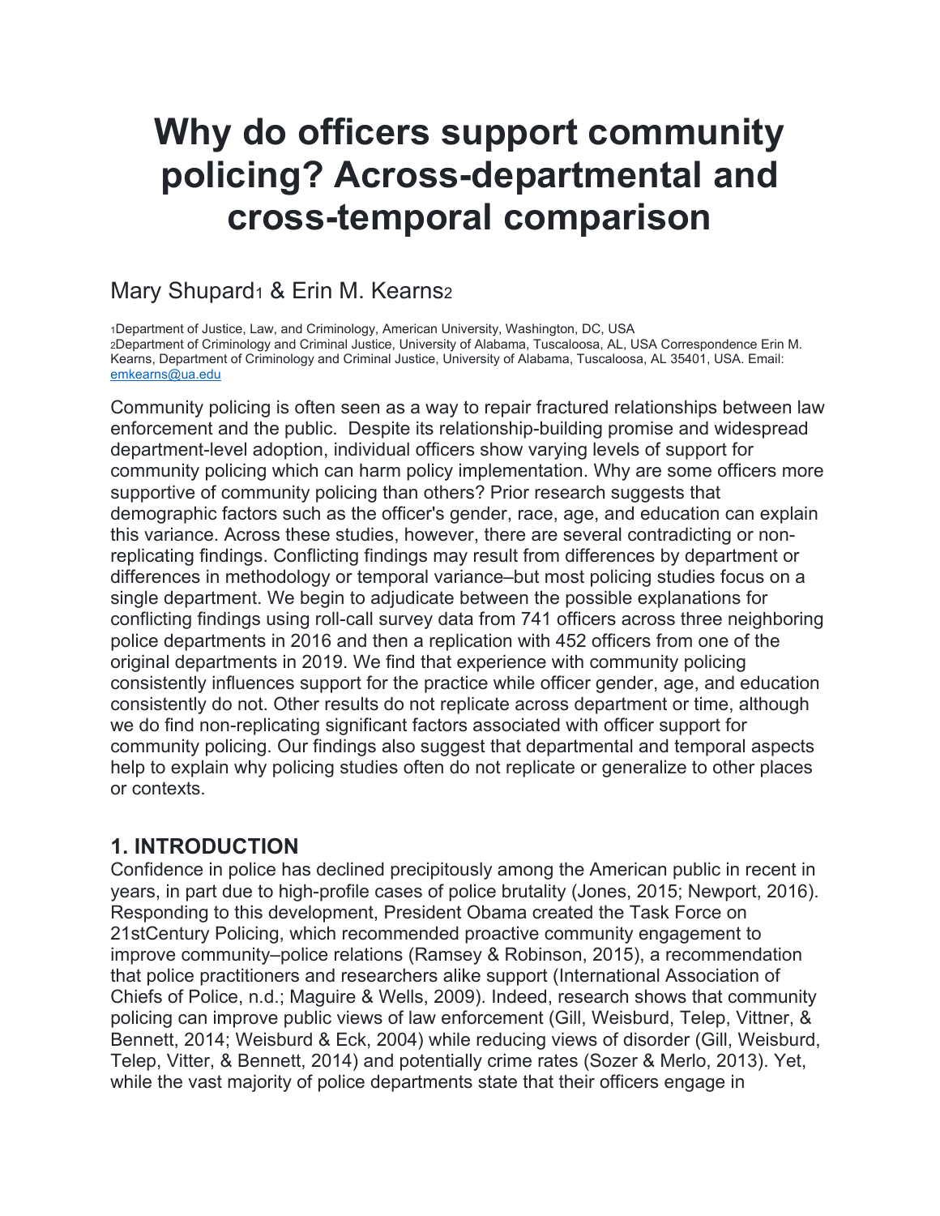# Why do officers support community policing? Across-departmental and cross-temporal comparison

Mary Shupard[1] & Erin M. Kearns[2]

[1]Department of Justice, Law, and Criminology, American University, Washington, DC, USA
[2]Department of Criminology and Criminal Justice, University of Alabama, Tuscaloosa, AL, USA Correspondence Erin M. Kearns, Department of Criminology and Criminal Justice, University of Alabama, Tuscaloosa, AL 35401, USA. Email: emkearns@ua.edu

Community policing is often seen as a way to repair fractured relationships between law enforcement and the public. Despite its relationship-building promise and widespread department-level adoption, individual officers show varying levels of support for community policing which can harm policy implementation. Why are some officers more supportive of community policing than others? Prior research suggests that demographic factors such as the officer's gender, race, age, and education can explain this variance. Across these studies, however, there are several contradicting or non-replicating findings. Conflicting findings may result from differences by department or differences in methodology or temporal variance–but most policing studies focus on a single department. We begin to adjudicate between the possible explanations for conflicting findings using roll-call survey data from 741 officers across three neighboring police departments in 2016 and then a replication with 452 officers from one of the original departments in 2019. We find that experience with community policing consistently influences support for the practice while officer gender, age, and education consistently do not. Other results do not replicate across department or time, although we do find non-replicating significant factors associated with officer support for community policing. Our findings also suggest that departmental and temporal aspects help to explain why policing studies often do not replicate or generalize to other places or contexts.

## 1. INTRODUCTION

Confidence in police has declined precipitously among the American public in recent years, in part due to high-profile cases of police brutality (Jones, 2015; Newport, 2016). Responding to this development, President Obama created the Task Force on 21stCentury Policing, which recommended proactive community engagement to improve community–police relations (Ramsey & Robinson, 2015), a recommendation that police practitioners and researchers alike support (International Association of Chiefs of Police, n.d.; Maguire & Wells, 2009). Indeed, research shows that community policing can improve public views of law enforcement (Gill, Weisburd, Telep, Vittner, & Bennett, 2014; Weisburd & Eck, 2004) while reducing views of disorder (Gill, Weisburd, Telep, Vitter, & Bennett, 2014) and potentially crime rates (Sozer & Merlo, 2013). Yet, while the vast majority of police departments state that their officers engage in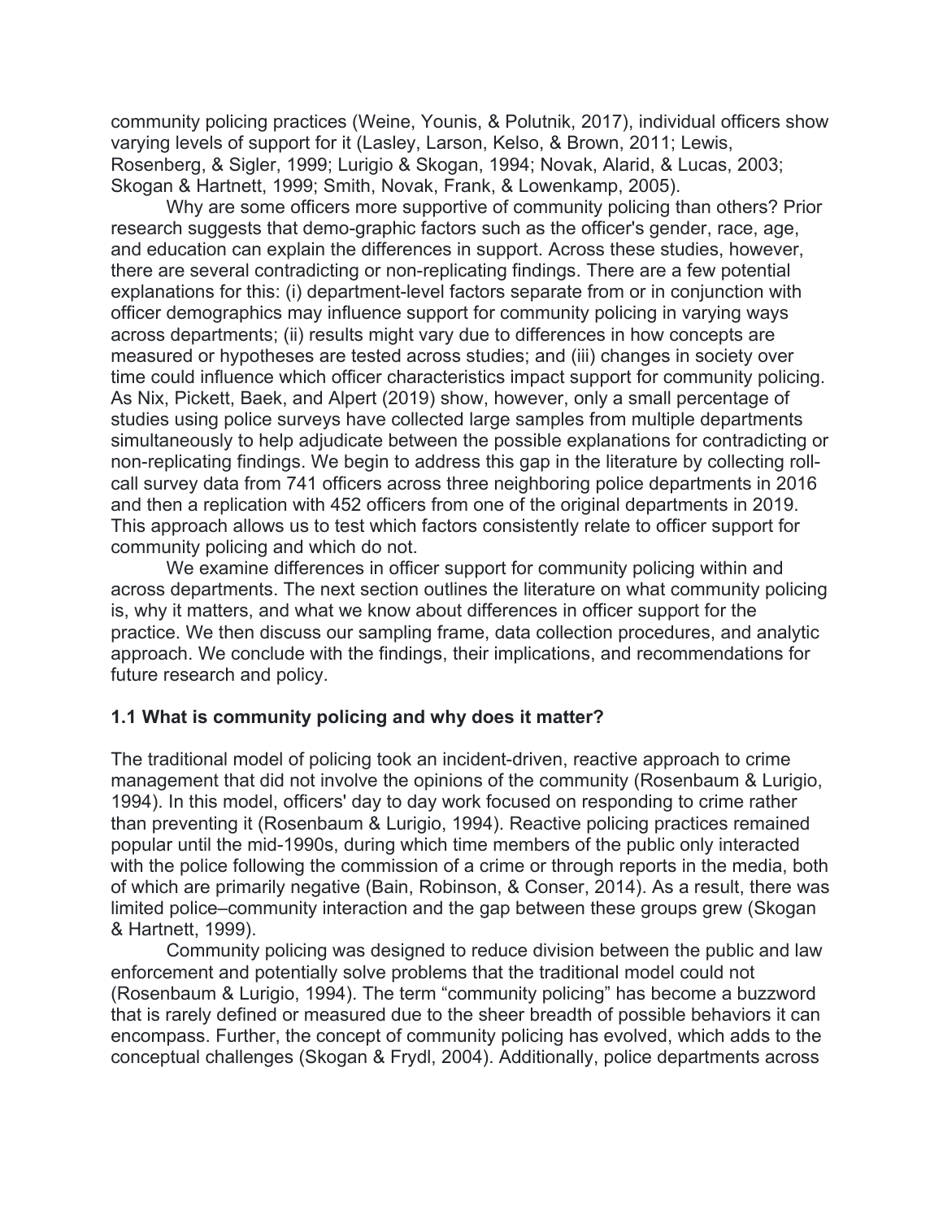community policing practices (Weine, Younis, & Polutnik, 2017), individual officers show varying levels of support for it (Lasley, Larson, Kelso, & Brown, 2011; Lewis, Rosenberg, & Sigler, 1999; Lurigio & Skogan, 1994; Novak, Alarid, & Lucas, 2003; Skogan & Hartnett, 1999; Smith, Novak, Frank, & Lowenkamp, 2005).

Why are some officers more supportive of community policing than others? Prior research suggests that demo-graphic factors such as the officer's gender, race, age, and education can explain the differences in support. Across these studies, however, there are several contradicting or non-replicating findings. There are a few potential explanations for this: (i) department-level factors separate from or in conjunction with officer demographics may influence support for community policing in varying ways across departments; (ii) results might vary due to differences in how concepts are measured or hypotheses are tested across studies; and (iii) changes in society over time could influence which officer characteristics impact support for community policing. As Nix, Pickett, Baek, and Alpert (2019) show, however, only a small percentage of studies using police surveys have collected large samples from multiple departments simultaneously to help adjudicate between the possible explanations for contradicting or non-replicating findings. We begin to address this gap in the literature by collecting roll-call survey data from 741 officers across three neighboring police departments in 2016 and then a replication with 452 officers from one of the original departments in 2019. This approach allows us to test which factors consistently relate to officer support for community policing and which do not.

We examine differences in officer support for community policing within and across departments. The next section outlines the literature on what community policing is, why it matters, and what we know about differences in officer support for the practice. We then discuss our sampling frame, data collection procedures, and analytic approach. We conclude with the findings, their implications, and recommendations for future research and policy.

### 1.1 What is community policing and why does it matter?

The traditional model of policing took an incident-driven, reactive approach to crime management that did not involve the opinions of the community (Rosenbaum & Lurigio, 1994). In this model, officers' day to day work focused on responding to crime rather than preventing it (Rosenbaum & Lurigio, 1994). Reactive policing practices remained popular until the mid-1990s, during which time members of the public only interacted with the police following the commission of a crime or through reports in the media, both of which are primarily negative (Bain, Robinson, & Conser, 2014). As a result, there was limited police–community interaction and the gap between these groups grew (Skogan & Hartnett, 1999).

Community policing was designed to reduce division between the public and law enforcement and potentially solve problems that the traditional model could not (Rosenbaum & Lurigio, 1994). The term "community policing" has become a buzzword that is rarely defined or measured due to the sheer breadth of possible behaviors it can encompass. Further, the concept of community policing has evolved, which adds to the conceptual challenges (Skogan & Frydl, 2004). Additionally, police departments across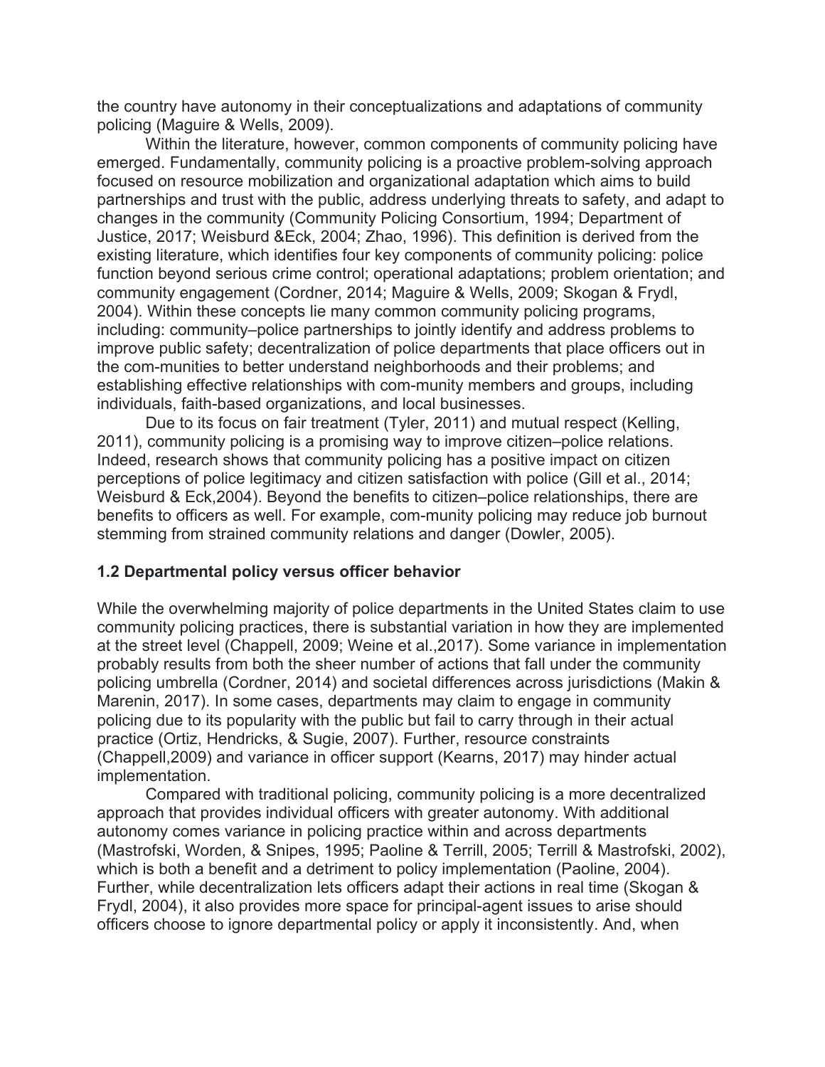the country have autonomy in their conceptualizations and adaptations of community policing (Maguire & Wells, 2009).

Within the literature, however, common components of community policing have emerged. Fundamentally, community policing is a proactive problem-solving approach focused on resource mobilization and organizational adaptation which aims to build partnerships and trust with the public, address underlying threats to safety, and adapt to changes in the community (Community Policing Consortium, 1994; Department of Justice, 2017; Weisburd &Eck, 2004; Zhao, 1996). This definition is derived from the existing literature, which identifies four key components of community policing: police function beyond serious crime control; operational adaptations; problem orientation; and community engagement (Cordner, 2014; Maguire & Wells, 2009; Skogan & Frydl, 2004). Within these concepts lie many common community policing programs, including: community–police partnerships to jointly identify and address problems to improve public safety; decentralization of police departments that place officers out in the com-munities to better understand neighborhoods and their problems; and establishing effective relationships with com-munity members and groups, including individuals, faith-based organizations, and local businesses.

Due to its focus on fair treatment (Tyler, 2011) and mutual respect (Kelling, 2011), community policing is a promising way to improve citizen–police relations. Indeed, research shows that community policing has a positive impact on citizen perceptions of police legitimacy and citizen satisfaction with police (Gill et al., 2014; Weisburd & Eck,2004). Beyond the benefits to citizen–police relationships, there are benefits to officers as well. For example, com-munity policing may reduce job burnout stemming from strained community relations and danger (Dowler, 2005).

### 1.2 Departmental policy versus officer behavior

While the overwhelming majority of police departments in the United States claim to use community policing practices, there is substantial variation in how they are implemented at the street level (Chappell, 2009; Weine et al.,2017). Some variance in implementation probably results from both the sheer number of actions that fall under the community policing umbrella (Cordner, 2014) and societal differences across jurisdictions (Makin & Marenin, 2017). In some cases, departments may claim to engage in community policing due to its popularity with the public but fail to carry through in their actual practice (Ortiz, Hendricks, & Sugie, 2007). Further, resource constraints (Chappell,2009) and variance in officer support (Kearns, 2017) may hinder actual implementation.

Compared with traditional policing, community policing is a more decentralized approach that provides individual officers with greater autonomy. With additional autonomy comes variance in policing practice within and across departments (Mastrofski, Worden, & Snipes, 1995; Paoline & Terrill, 2005; Terrill & Mastrofski, 2002), which is both a benefit and a detriment to policy implementation (Paoline, 2004). Further, while decentralization lets officers adapt their actions in real time (Skogan & Frydl, 2004), it also provides more space for principal-agent issues to arise should officers choose to ignore departmental policy or apply it inconsistently. And, when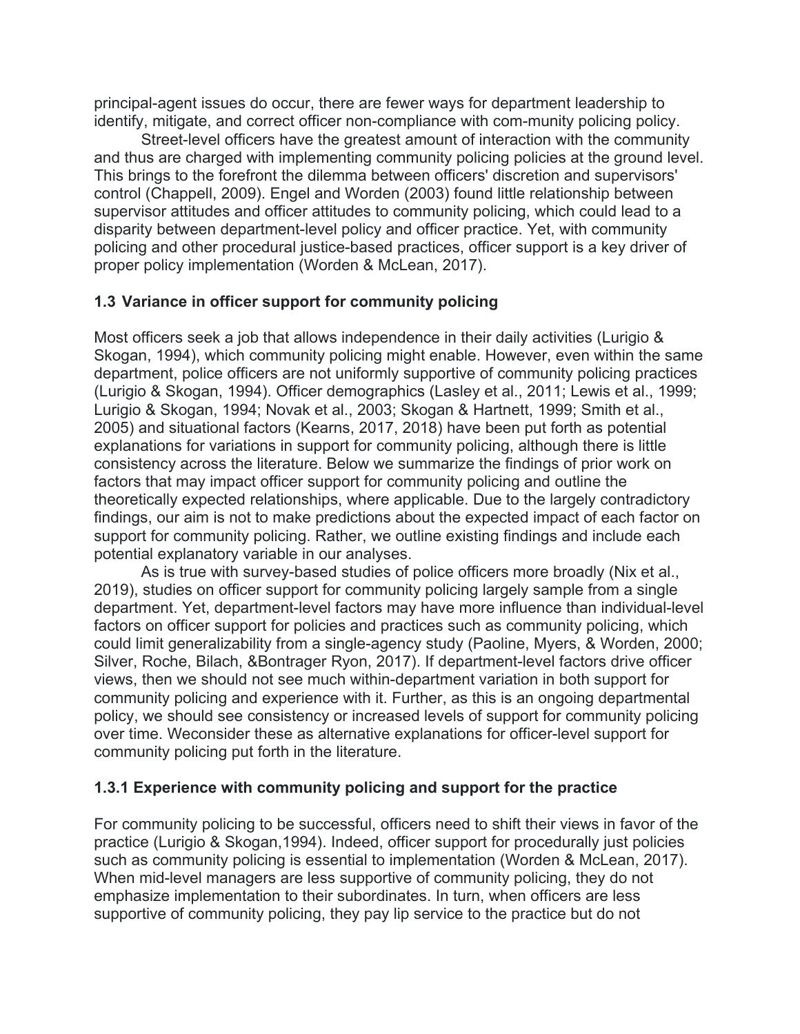principal-agent issues do occur, there are fewer ways for department leadership to identify, mitigate, and correct officer non-compliance with com-munity policing policy.

Street-level officers have the greatest amount of interaction with the community and thus are charged with implementing community policing policies at the ground level. This brings to the forefront the dilemma between officers' discretion and supervisors' control (Chappell, 2009). Engel and Worden (2003) found little relationship between supervisor attitudes and officer attitudes to community policing, which could lead to a disparity between department-level policy and officer practice. Yet, with community policing and other procedural justice-based practices, officer support is a key driver of proper policy implementation (Worden & McLean, 2017).

### 1.3 Variance in officer support for community policing

Most officers seek a job that allows independence in their daily activities (Lurigio & Skogan, 1994), which community policing might enable. However, even within the same department, police officers are not uniformly supportive of community policing practices (Lurigio & Skogan, 1994). Officer demographics (Lasley et al., 2011; Lewis et al., 1999; Lurigio & Skogan, 1994; Novak et al., 2003; Skogan & Hartnett, 1999; Smith et al., 2005) and situational factors (Kearns, 2017, 2018) have been put forth as potential explanations for variations in support for community policing, although there is little consistency across the literature. Below we summarize the findings of prior work on factors that may impact officer support for community policing and outline the theoretically expected relationships, where applicable. Due to the largely contradictory findings, our aim is not to make predictions about the expected impact of each factor on support for community policing. Rather, we outline existing findings and include each potential explanatory variable in our analyses.

As is true with survey-based studies of police officers more broadly (Nix et al., 2019), studies on officer support for community policing largely sample from a single department. Yet, department-level factors may have more influence than individual-level factors on officer support for policies and practices such as community policing, which could limit generalizability from a single-agency study (Paoline, Myers, & Worden, 2000; Silver, Roche, Bilach, &Bontrager Ryon, 2017). If department-level factors drive officer views, then we should not see much within-department variation in both support for community policing and experience with it. Further, as this is an ongoing departmental policy, we should see consistency or increased levels of support for community policing over time. Weconsider these as alternative explanations for officer-level support for community policing put forth in the literature.

#### 1.3.1 Experience with community policing and support for the practice

For community policing to be successful, officers need to shift their views in favor of the practice (Lurigio & Skogan,1994). Indeed, officer support for procedurally just policies such as community policing is essential to implementation (Worden & McLean, 2017). When mid-level managers are less supportive of community policing, they do not emphasize implementation to their subordinates. In turn, when officers are less supportive of community policing, they pay lip service to the practice but do not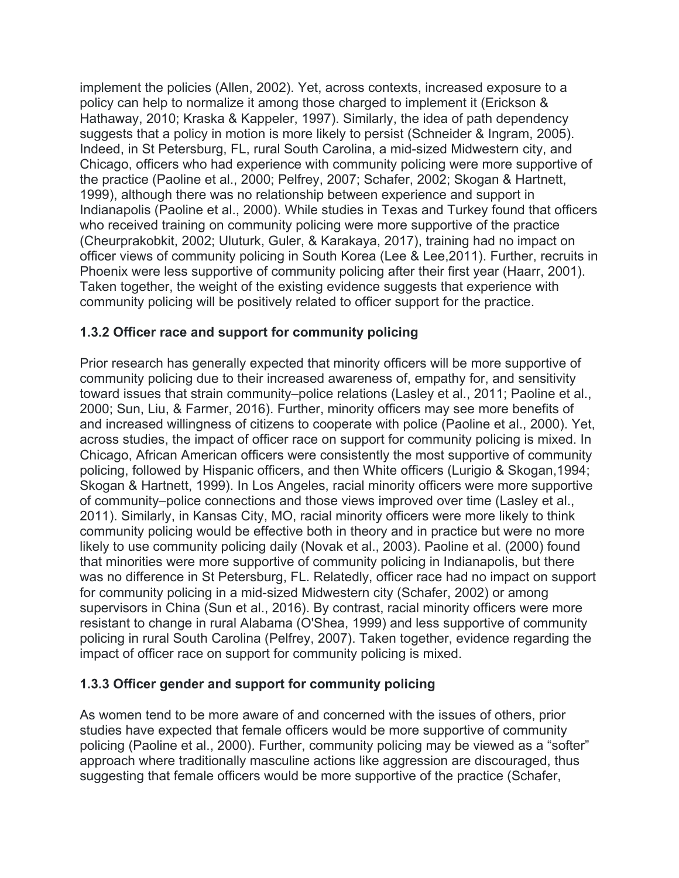implement the policies (Allen, 2002). Yet, across contexts, increased exposure to a policy can help to normalize it among those charged to implement it (Erickson & Hathaway, 2010; Kraska & Kappeler, 1997). Similarly, the idea of path dependency suggests that a policy in motion is more likely to persist (Schneider & Ingram, 2005). Indeed, in St Petersburg, FL, rural South Carolina, a mid-sized Midwestern city, and Chicago, officers who had experience with community policing were more supportive of the practice (Paoline et al., 2000; Pelfrey, 2007; Schafer, 2002; Skogan & Hartnett, 1999), although there was no relationship between experience and support in Indianapolis (Paoline et al., 2000). While studies in Texas and Turkey found that officers who received training on community policing were more supportive of the practice (Cheurprakobkit, 2002; Uluturk, Guler, & Karakaya, 2017), training had no impact on officer views of community policing in South Korea (Lee & Lee,2011). Further, recruits in Phoenix were less supportive of community policing after their first year (Haarr, 2001). Taken together, the weight of the existing evidence suggests that experience with community policing will be positively related to officer support for the practice.

### 1.3.2 Officer race and support for community policing

Prior research has generally expected that minority officers will be more supportive of community policing due to their increased awareness of, empathy for, and sensitivity toward issues that strain community–police relations (Lasley et al., 2011; Paoline et al., 2000; Sun, Liu, & Farmer, 2016). Further, minority officers may see more benefits of and increased willingness of citizens to cooperate with police (Paoline et al., 2000). Yet, across studies, the impact of officer race on support for community policing is mixed. In Chicago, African American officers were consistently the most supportive of community policing, followed by Hispanic officers, and then White officers (Lurigio & Skogan,1994; Skogan & Hartnett, 1999). In Los Angeles, racial minority officers were more supportive of community–police connections and those views improved over time (Lasley et al., 2011). Similarly, in Kansas City, MO, racial minority officers were more likely to think community policing would be effective both in theory and in practice but were no more likely to use community policing daily (Novak et al., 2003). Paoline et al. (2000) found that minorities were more supportive of community policing in Indianapolis, but there was no difference in St Petersburg, FL. Relatedly, officer race had no impact on support for community policing in a mid-sized Midwestern city (Schafer, 2002) or among supervisors in China (Sun et al., 2016). By contrast, racial minority officers were more resistant to change in rural Alabama (O'Shea, 1999) and less supportive of community policing in rural South Carolina (Pelfrey, 2007). Taken together, evidence regarding the impact of officer race on support for community policing is mixed.

### 1.3.3 Officer gender and support for community policing

As women tend to be more aware of and concerned with the issues of others, prior studies have expected that female officers would be more supportive of community policing (Paoline et al., 2000). Further, community policing may be viewed as a "softer" approach where traditionally masculine actions like aggression are discouraged, thus suggesting that female officers would be more supportive of the practice (Schafer,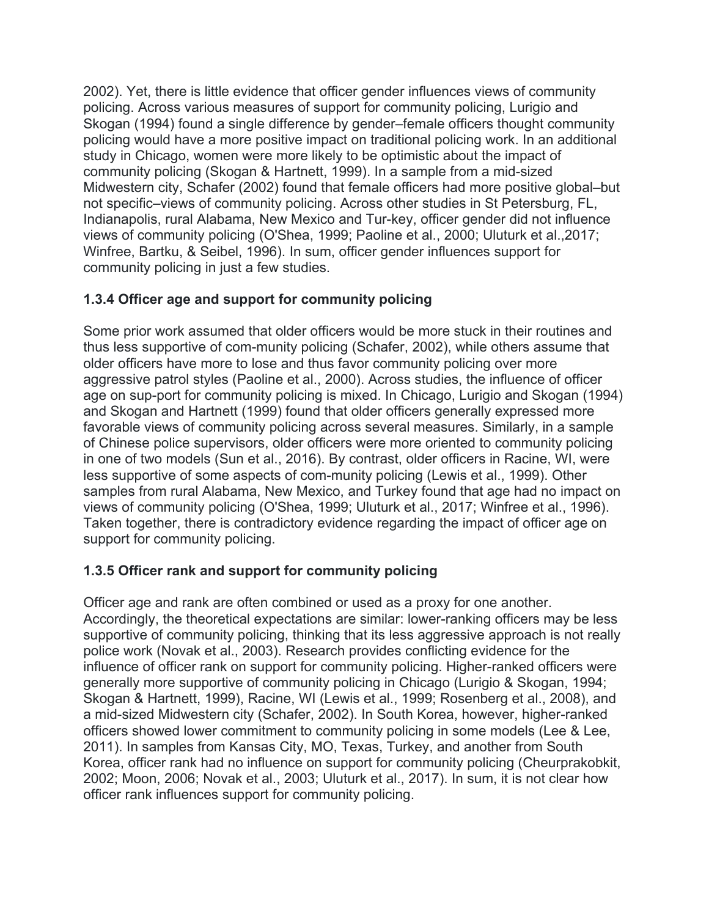2002). Yet, there is little evidence that officer gender influences views of community policing. Across various measures of support for community policing, Lurigio and Skogan (1994) found a single difference by gender–female officers thought community policing would have a more positive impact on traditional policing work. In an additional study in Chicago, women were more likely to be optimistic about the impact of community policing (Skogan & Hartnett, 1999). In a sample from a mid-sized Midwestern city, Schafer (2002) found that female officers had more positive global–but not specific–views of community policing. Across other studies in St Petersburg, FL, Indianapolis, rural Alabama, New Mexico and Tur-key, officer gender did not influence views of community policing (O'Shea, 1999; Paoline et al., 2000; Uluturk et al.,2017; Winfree, Bartku, & Seibel, 1996). In sum, officer gender influences support for community policing in just a few studies.

### 1.3.4 Officer age and support for community policing

Some prior work assumed that older officers would be more stuck in their routines and thus less supportive of com-munity policing (Schafer, 2002), while others assume that older officers have more to lose and thus favor community policing over more aggressive patrol styles (Paoline et al., 2000). Across studies, the influence of officer age on sup-port for community policing is mixed. In Chicago, Lurigio and Skogan (1994) and Skogan and Hartnett (1999) found that older officers generally expressed more favorable views of community policing across several measures. Similarly, in a sample of Chinese police supervisors, older officers were more oriented to community policing in one of two models (Sun et al., 2016). By contrast, older officers in Racine, WI, were less supportive of some aspects of com-munity policing (Lewis et al., 1999). Other samples from rural Alabama, New Mexico, and Turkey found that age had no impact on views of community policing (O'Shea, 1999; Uluturk et al., 2017; Winfree et al., 1996). Taken together, there is contradictory evidence regarding the impact of officer age on support for community policing.

### 1.3.5 Officer rank and support for community policing

Officer age and rank are often combined or used as a proxy for one another. Accordingly, the theoretical expectations are similar: lower-ranking officers may be less supportive of community policing, thinking that its less aggressive approach is not really police work (Novak et al., 2003). Research provides conflicting evidence for the influence of officer rank on support for community policing. Higher-ranked officers were generally more supportive of community policing in Chicago (Lurigio & Skogan, 1994; Skogan & Hartnett, 1999), Racine, WI (Lewis et al., 1999; Rosenberg et al., 2008), and a mid-sized Midwestern city (Schafer, 2002). In South Korea, however, higher-ranked officers showed lower commitment to community policing in some models (Lee & Lee, 2011). In samples from Kansas City, MO, Texas, Turkey, and another from South Korea, officer rank had no influence on support for community policing (Cheurprakobkit, 2002; Moon, 2006; Novak et al., 2003; Uluturk et al., 2017). In sum, it is not clear how officer rank influences support for community policing.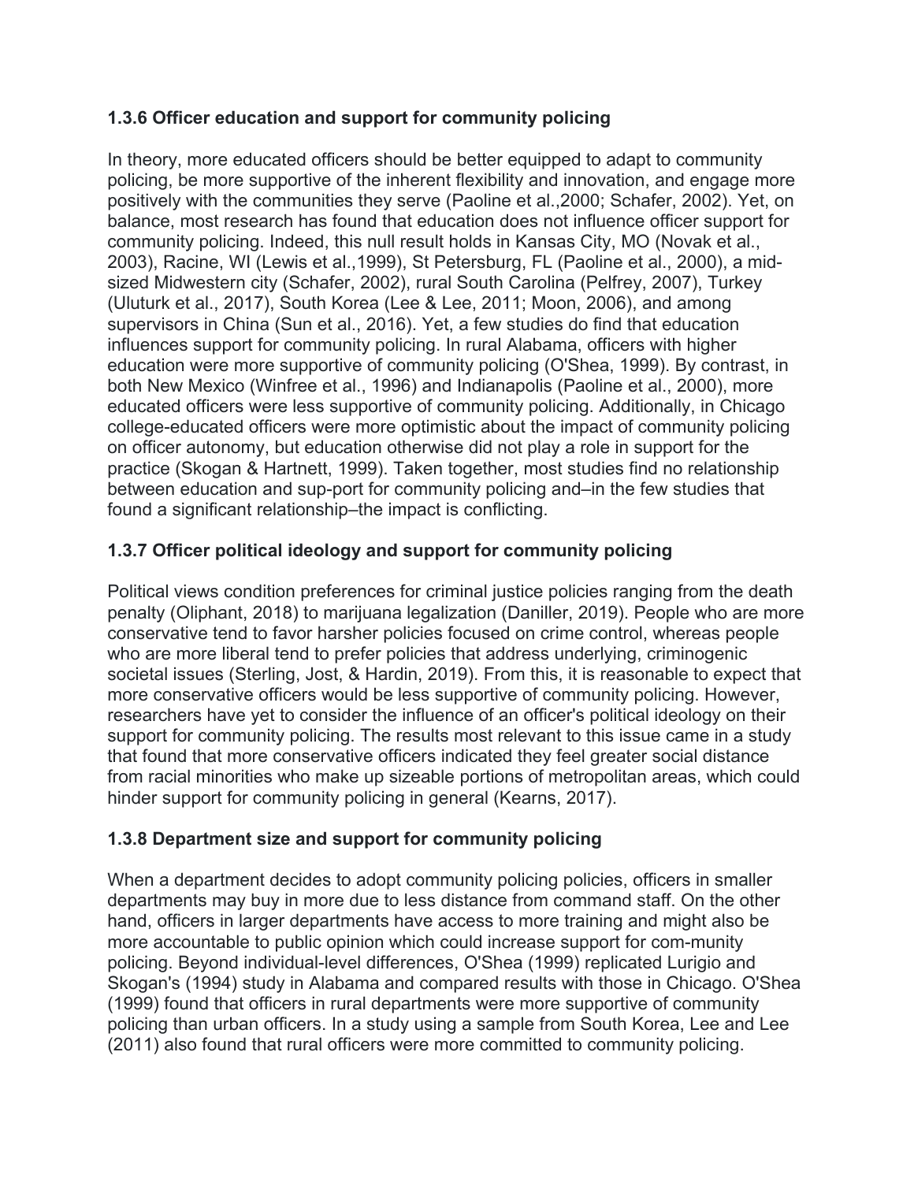### 1.3.6 Officer education and support for community policing

In theory, more educated officers should be better equipped to adapt to community policing, be more supportive of the inherent flexibility and innovation, and engage more positively with the communities they serve (Paoline et al.,2000; Schafer, 2002). Yet, on balance, most research has found that education does not influence officer support for community policing. Indeed, this null result holds in Kansas City, MO (Novak et al., 2003), Racine, WI (Lewis et al.,1999), St Petersburg, FL (Paoline et al., 2000), a mid-sized Midwestern city (Schafer, 2002), rural South Carolina (Pelfrey, 2007), Turkey (Uluturk et al., 2017), South Korea (Lee & Lee, 2011; Moon, 2006), and among supervisors in China (Sun et al., 2016). Yet, a few studies do find that education influences support for community policing. In rural Alabama, officers with higher education were more supportive of community policing (O'Shea, 1999). By contrast, in both New Mexico (Winfree et al., 1996) and Indianapolis (Paoline et al., 2000), more educated officers were less supportive of community policing. Additionally, in Chicago college-educated officers were more optimistic about the impact of community policing on officer autonomy, but education otherwise did not play a role in support for the practice (Skogan & Hartnett, 1999). Taken together, most studies find no relationship between education and sup-port for community policing and–in the few studies that found a significant relationship–the impact is conflicting.

### 1.3.7 Officer political ideology and support for community policing

Political views condition preferences for criminal justice policies ranging from the death penalty (Oliphant, 2018) to marijuana legalization (Daniller, 2019). People who are more conservative tend to favor harsher policies focused on crime control, whereas people who are more liberal tend to prefer policies that address underlying, criminogenic societal issues (Sterling, Jost, & Hardin, 2019). From this, it is reasonable to expect that more conservative officers would be less supportive of community policing. However, researchers have yet to consider the influence of an officer's political ideology on their support for community policing. The results most relevant to this issue came in a study that found that more conservative officers indicated they feel greater social distance from racial minorities who make up sizeable portions of metropolitan areas, which could hinder support for community policing in general (Kearns, 2017).

### 1.3.8 Department size and support for community policing

When a department decides to adopt community policing policies, officers in smaller departments may buy in more due to less distance from command staff. On the other hand, officers in larger departments have access to more training and might also be more accountable to public opinion which could increase support for com-munity policing. Beyond individual-level differences, O'Shea (1999) replicated Lurigio and Skogan's (1994) study in Alabama and compared results with those in Chicago. O'Shea (1999) found that officers in rural departments were more supportive of community policing than urban officers. In a study using a sample from South Korea, Lee and Lee (2011) also found that rural officers were more committed to community policing.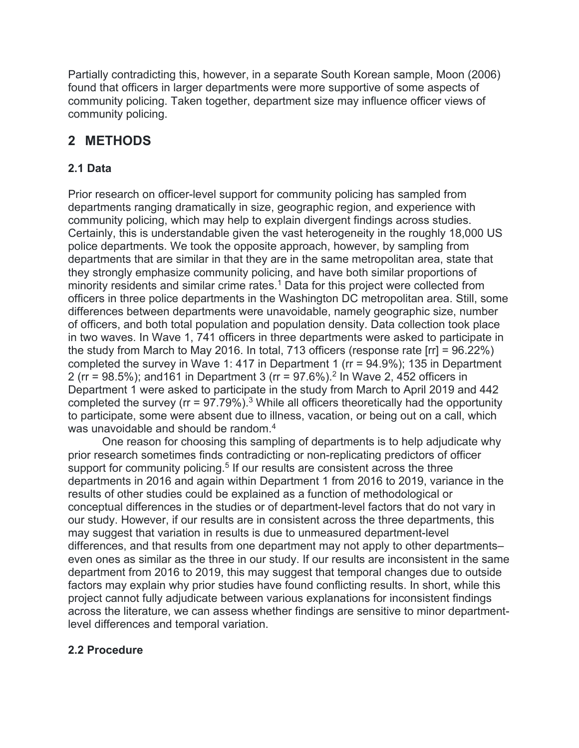Partially contradicting this, however, in a separate South Korean sample, Moon (2006) found that officers in larger departments were more supportive of some aspects of community policing. Taken together, department size may influence officer views of community policing.

## 2 METHODS

### 2.1 Data

Prior research on officer-level support for community policing has sampled from departments ranging dramatically in size, geographic region, and experience with community policing, which may help to explain divergent findings across studies. Certainly, this is understandable given the vast heterogeneity in the roughly 18,000 US police departments. We took the opposite approach, however, by sampling from departments that are similar in that they are in the same metropolitan area, state that they strongly emphasize community policing, and have both similar proportions of minority residents and similar crime rates.[1] Data for this project were collected from officers in three police departments in the Washington DC metropolitan area. Still, some differences between departments were unavoidable, namely geographic size, number of officers, and both total population and population density. Data collection took place in two waves. In Wave 1, 741 officers in three departments were asked to participate in the study from March to May 2016. In total, 713 officers (response rate [rr] = 96.22%) completed the survey in Wave 1: 417 in Department 1 (rr = 94.9%); 135 in Department 2 (rr = 98.5%); and161 in Department 3 (rr = 97.6%).[2] In Wave 2, 452 officers in Department 1 were asked to participate in the study from March to April 2019 and 442 completed the survey (rr = 97.79%).[3] While all officers theoretically had the opportunity to participate, some were absent due to illness, vacation, or being out on a call, which was unavoidable and should be random.[4]

One reason for choosing this sampling of departments is to help adjudicate why prior research sometimes finds contradicting or non-replicating predictors of officer support for community policing.[5] If our results are consistent across the three departments in 2016 and again within Department 1 from 2016 to 2019, variance in the results of other studies could be explained as a function of methodological or conceptual differences in the studies or of department-level factors that do not vary in our study. However, if our results are in consistent across the three departments, this may suggest that variation in results is due to unmeasured department-level differences, and that results from one department may not apply to other departments–even ones as similar as the three in our study. If our results are inconsistent in the same department from 2016 to 2019, this may suggest that temporal changes due to outside factors may explain why prior studies have found conflicting results. In short, while this project cannot fully adjudicate between various explanations for inconsistent findings across the literature, we can assess whether findings are sensitive to minor department-level differences and temporal variation.

### 2.2 Procedure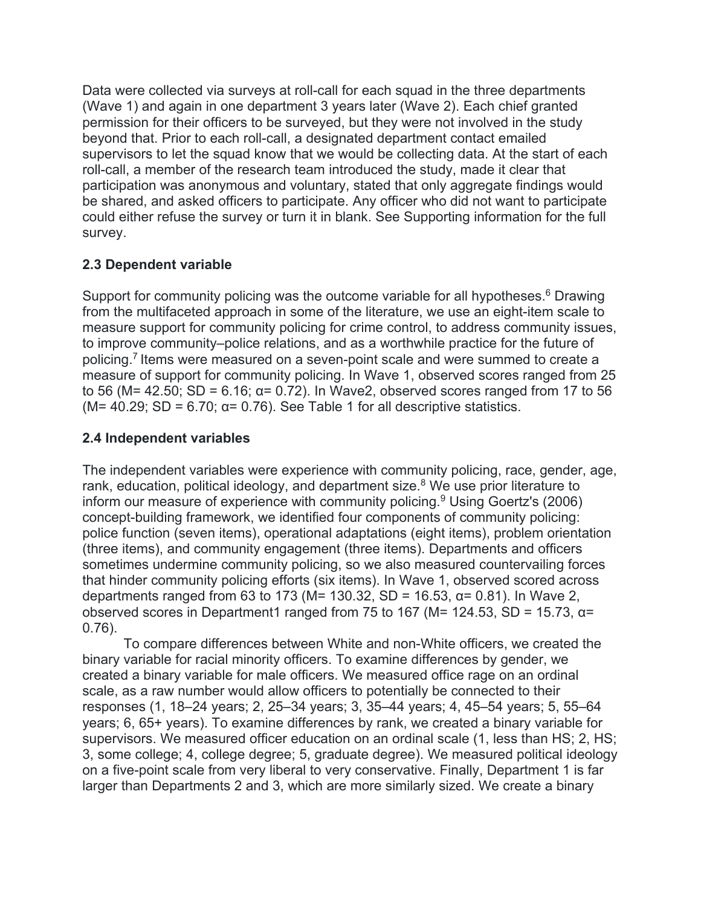Data were collected via surveys at roll-call for each squad in the three departments (Wave 1) and again in one department 3 years later (Wave 2). Each chief granted permission for their officers to be surveyed, but they were not involved in the study beyond that. Prior to each roll-call, a designated department contact emailed supervisors to let the squad know that we would be collecting data. At the start of each roll-call, a member of the research team introduced the study, made it clear that participation was anonymous and voluntary, stated that only aggregate findings would be shared, and asked officers to participate. Any officer who did not want to participate could either refuse the survey or turn it in blank. See Supporting information for the full survey.

### 2.3 Dependent variable

Support for community policing was the outcome variable for all hypotheses.[6] Drawing from the multifaceted approach in some of the literature, we use an eight-item scale to measure support for community policing for crime control, to address community issues, to improve community–police relations, and as a worthwhile practice for the future of policing.[7] Items were measured on a seven-point scale and were summed to create a measure of support for community policing. In Wave 1, observed scores ranged from 25 to 56 ($M$= 42.50; $SD$ = 6.16; α= 0.72). In Wave2, observed scores ranged from 17 to 56 ($M$= 40.29; $SD$ = 6.70; α= 0.76). See Table 1 for all descriptive statistics.

### 2.4 Independent variables

The independent variables were experience with community policing, race, gender, age, rank, education, political ideology, and department size.[8] We use prior literature to inform our measure of experience with community policing.[9] Using Goertz's (2006) concept-building framework, we identified four components of community policing: police function (seven items), operational adaptations (eight items), problem orientation (three items), and community engagement (three items). Departments and officers sometimes undermine community policing, so we also measured countervailing forces that hinder community policing efforts (six items). In Wave 1, observed scored across departments ranged from 63 to 173 ($M$= 130.32, $SD$ = 16.53, α= 0.81). In Wave 2, observed scores in Department1 ranged from 75 to 167 ($M$= 124.53, $SD$ = 15.73, α= 0.76).

To compare differences between White and non-White officers, we created the binary variable for racial minority officers. To examine differences by gender, we created a binary variable for male officers. We measured office rage on an ordinal scale, as a raw number would allow officers to potentially be connected to their responses (1, 18–24 years; 2, 25–34 years; 3, 35–44 years; 4, 45–54 years; 5, 55–64 years; 6, 65+ years). To examine differences by rank, we created a binary variable for supervisors. We measured officer education on an ordinal scale (1, less than HS; 2, HS; 3, some college; 4, college degree; 5, graduate degree). We measured political ideology on a five-point scale from very liberal to very conservative. Finally, Department 1 is far larger than Departments 2 and 3, which are more similarly sized. We create a binary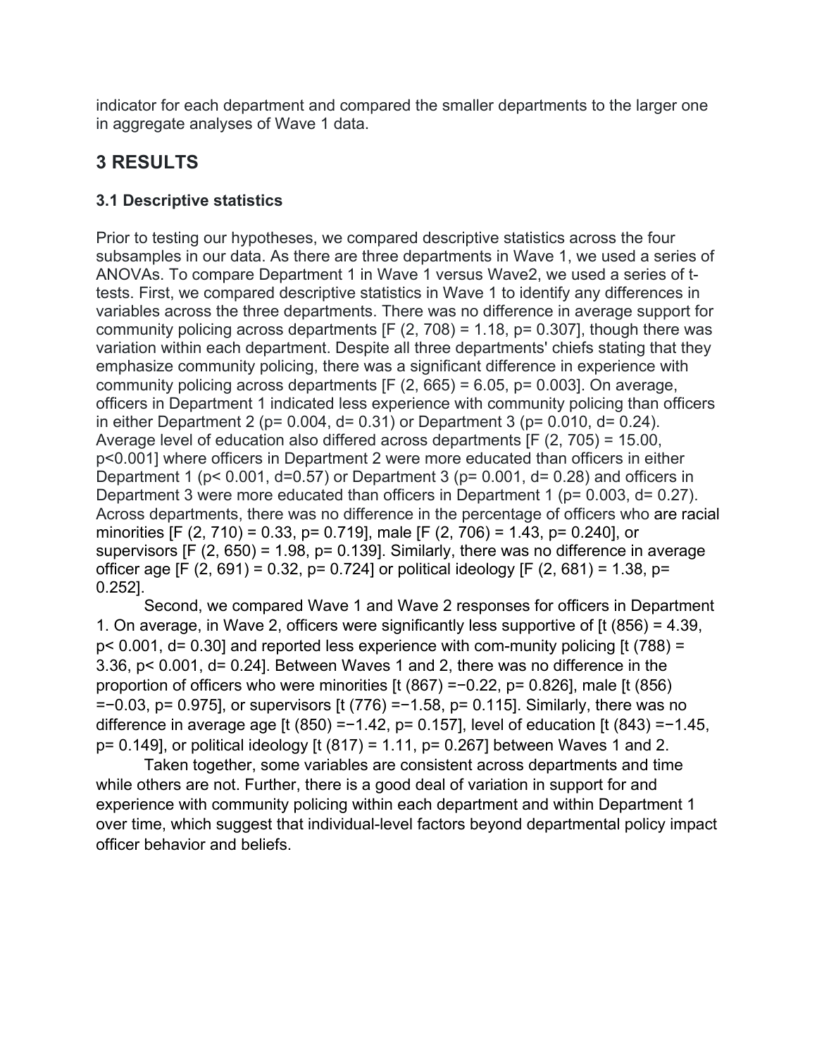indicator for each department and compared the smaller departments to the larger one in aggregate analyses of Wave 1 data.

## 3 RESULTS

### 3.1 Descriptive statistics

Prior to testing our hypotheses, we compared descriptive statistics across the four subsamples in our data. As there are three departments in Wave 1, we used a series of ANOVAs. To compare Department 1 in Wave 1 versus Wave2, we used a series of t-tests. First, we compared descriptive statistics in Wave 1 to identify any differences in variables across the three departments. There was no difference in average support for community policing across departments [$F(2, 708) = 1.18$, $p = 0.307$], though there was variation within each department. Despite all three departments' chiefs stating that they emphasize community policing, there was a significant difference in experience with community policing across departments [$F(2, 665) = 6.05$, $p = 0.003$]. On average, officers in Department 1 indicated less experience with community policing than officers in either Department 2 ($p = 0.004$, $d = 0.31$) or Department 3 ($p = 0.010$, $d = 0.24$). Average level of education also differed across departments [$F(2, 705) = 15.00$, $p < 0.001$] where officers in Department 2 were more educated than officers in either Department 1 ($p < 0.001$, $d = 0.57$) or Department 3 ($p = 0.001$, $d = 0.28$) and officers in Department 3 were more educated than officers in Department 1 ($p = 0.003$, $d = 0.27$). Across departments, there was no difference in the percentage of officers who are racial minorities [$F(2, 710) = 0.33$, $p = 0.719$], male [$F(2, 706) = 1.43$, $p = 0.240$], or supervisors [$F(2, 650) = 1.98$, $p = 0.139$]. Similarly, there was no difference in average officer age [$F(2, 691) = 0.32$, $p = 0.724$] or political ideology [$F(2, 681) = 1.38$, $p = 0.252$].

Second, we compared Wave 1 and Wave 2 responses for officers in Department 1. On average, in Wave 2, officers were significantly less supportive of [$t(856) = 4.39$, $p < 0.001$, $d = 0.30$] and reported less experience with com-munity policing [$t(788) = 3.36$, $p < 0.001$, $d = 0.24$]. Between Waves 1 and 2, there was no difference in the proportion of officers who were minorities [$t(867) = -0.22$, $p = 0.826$], male [$t(856) = -0.03$, $p = 0.975$], or supervisors [$t(776) = -1.58$, $p = 0.115$]. Similarly, there was no difference in average age [$t(850) = -1.42$, $p = 0.157$], level of education [$t(843) = -1.45$, $p = 0.149$], or political ideology [$t(817) = 1.11$, $p = 0.267$] between Waves 1 and 2.

Taken together, some variables are consistent across departments and time while others are not. Further, there is a good deal of variation in support for and experience with community policing within each department and within Department 1 over time, which suggest that individual-level factors beyond departmental policy impact officer behavior and beliefs.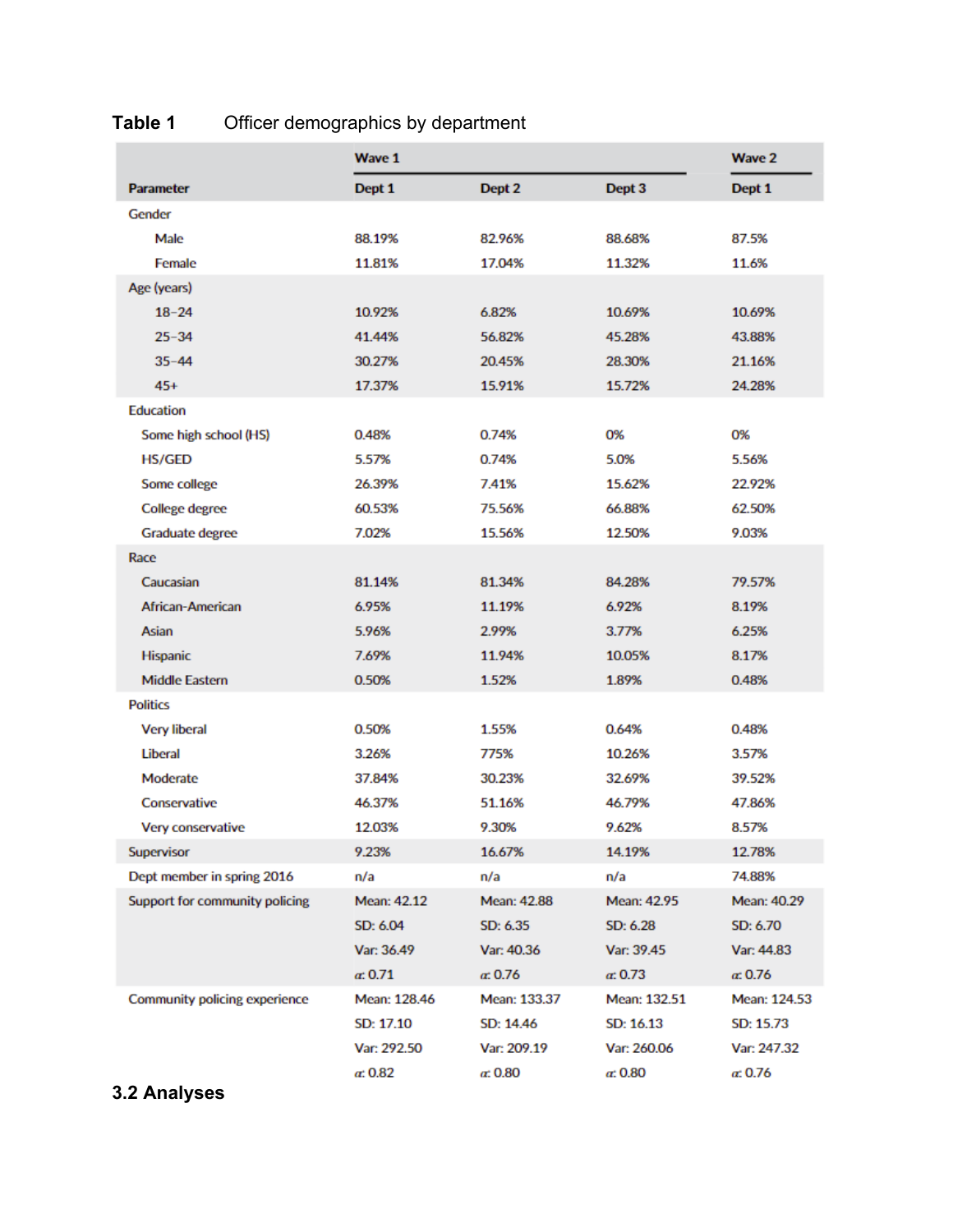**Table 1** Officer demographics by department

| | Wave 1 | | | Wave 2 |
|---|---|---|---|---|
| **Parameter** | **Dept 1** | **Dept 2** | **Dept 3** | **Dept 1** |
| Gender | | | | |
| Male | 88.19% | 82.96% | 88.68% | 87.5% |
| Female | 11.81% | 17.04% | 11.32% | 11.6% |
| Age (years) | | | | |
| 18–24 | 10.92% | 6.82% | 10.69% | 10.69% |
| 25–34 | 41.44% | 56.82% | 45.28% | 43.88% |
| 35–44 | 30.27% | 20.45% | 28.30% | 21.16% |
| 45+ | 17.37% | 15.91% | 15.72% | 24.28% |
| Education | | | | |
| Some high school (HS) | 0.48% | 0.74% | 0% | 0% |
| HS/GED | 5.57% | 0.74% | 5.0% | 5.56% |
| Some college | 26.39% | 7.41% | 15.62% | 22.92% |
| College degree | 60.53% | 75.56% | 66.88% | 62.50% |
| Graduate degree | 7.02% | 15.56% | 12.50% | 9.03% |
| Race | | | | |
| Caucasian | 81.14% | 81.34% | 84.28% | 79.57% |
| African-American | 6.95% | 11.19% | 6.92% | 8.19% |
| Asian | 5.96% | 2.99% | 3.77% | 6.25% |
| Hispanic | 7.69% | 11.94% | 10.05% | 8.17% |
| Middle Eastern | 0.50% | 1.52% | 1.89% | 0.48% |
| Politics | | | | |
| Very liberal | 0.50% | 1.55% | 0.64% | 0.48% |
| Liberal | 3.26% | 775% | 10.26% | 3.57% |
| Moderate | 37.84% | 30.23% | 32.69% | 39.52% |
| Conservative | 46.37% | 51.16% | 46.79% | 47.86% |
| Very conservative | 12.03% | 9.30% | 9.62% | 8.57% |
| Supervisor | 9.23% | 16.67% | 14.19% | 12.78% |
| Dept member in spring 2016 | n/a | n/a | n/a | 74.88% |
| Support for community policing | Mean: 42.12 | Mean: 42.88 | Mean: 42.95 | Mean: 40.29 |
| | SD: 6.04 | SD: 6.35 | SD: 6.28 | SD: 6.70 |
| | Var: 36.49 | Var: 40.36 | Var: 39.45 | Var: 44.83 |
| | $\alpha$: 0.71 | $\alpha$: 0.76 | $\alpha$: 0.73 | $\alpha$: 0.76 |
| Community policing experience | Mean: 128.46 | Mean: 133.37 | Mean: 132.51 | Mean: 124.53 |
| | SD: 17.10 | SD: 14.46 | SD: 16.13 | SD: 15.73 |
| | Var: 292.50 | Var: 209.19 | Var: 260.06 | Var: 247.32 |
| | $\alpha$: 0.82 | $\alpha$: 0.80 | $\alpha$: 0.80 | $\alpha$: 0.76 |

### 3.2 Analyses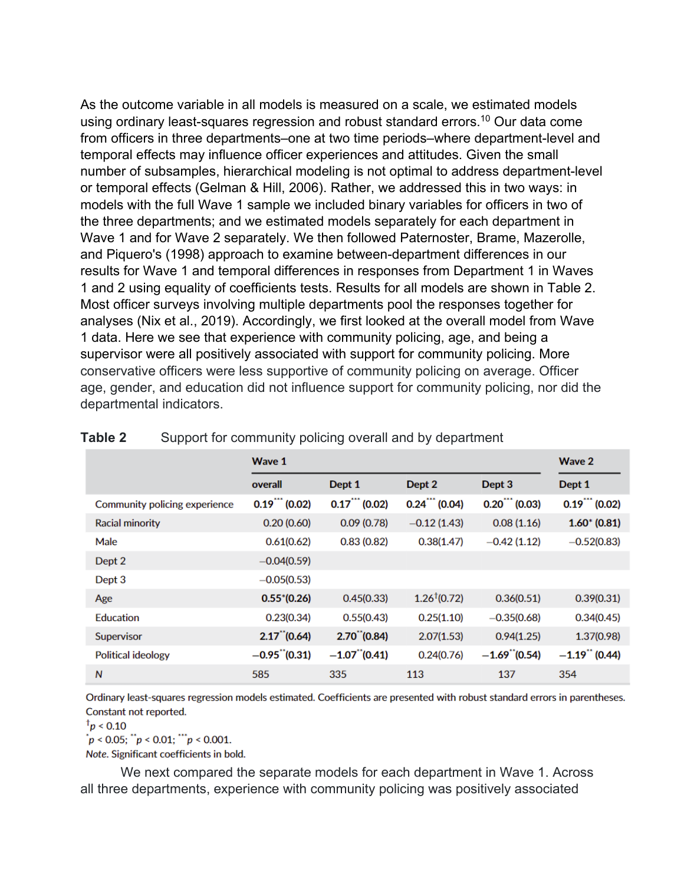As the outcome variable in all models is measured on a scale, we estimated models using ordinary least-squares regression and robust standard errors.[10] Our data come from officers in three departments–one at two time periods–where department-level and temporal effects may influence officer experiences and attitudes. Given the small number of subsamples, hierarchical modeling is not optimal to address department-level or temporal effects (Gelman & Hill, 2006). Rather, we addressed this in two ways: in models with the full Wave 1 sample we included binary variables for officers in two of the three departments; and we estimated models separately for each department in Wave 1 and for Wave 2 separately. We then followed Paternoster, Brame, Mazerolle, and Piquero's (1998) approach to examine between-department differences in our results for Wave 1 and temporal differences in responses from Department 1 in Waves 1 and 2 using equality of coefficients tests. Results for all models are shown in Table 2. Most officer surveys involving multiple departments pool the responses together for analyses (Nix et al., 2019). Accordingly, we first looked at the overall model from Wave 1 data. Here we see that experience with community policing, age, and being a supervisor were all positively associated with support for community policing. More conservative officers were less supportive of community policing on average. Officer age, gender, and education did not influence support for community policing, nor did the departmental indicators.

**Table 2** Support for community policing overall and by department

| | Wave 1 | | | | Wave 2 |
|---|---|---|---|---|---|
| | overall | Dept 1 | Dept 2 | Dept 3 | Dept 1 |
| Community policing experience | **0.19*** (0.02)** | **0.17*** (0.02)** | **0.24*** (0.04)** | **0.20*** (0.03)** | **0.19*** (0.02)** |
| Racial minority | 0.20 (0.60) | 0.09 (0.78) | −0.12 (1.43) | 0.08 (1.16) | **1.60* (0.81)** |
| Male | 0.61(0.62) | 0.83 (0.82) | 0.38(1.47) | −0.42 (1.12) | −0.52(0.83) |
| Dept 2 | −0.04(0.59) | | | | |
| Dept 3 | −0.05(0.53) | | | | |
| Age | **0.55*(0.26)** | 0.45(0.33) | 1.26†(0.72) | 0.36(0.51) | 0.39(0.31) |
| Education | 0.23(0.34) | 0.55(0.43) | 0.25(1.10) | −0.35(0.68) | 0.34(0.45) |
| Supervisor | **2.17**(0.64)** | **2.70**(0.84)** | 2.07(1.53) | 0.94(1.25) | 1.37(0.98) |
| Political ideology | **−0.95**(0.31)** | **−1.07**(0.41)** | 0.24(0.76) | **−1.69**(0.54)** | **−1.19** (0.44)** |
| *N* | 585 | 335 | 113 | 137 | 354 |

Ordinary least-squares regression models estimated. Coefficients are presented with robust standard errors in parentheses. Constant not reported.

†$p < 0.10$

*$p < 0.05$; **$p < 0.01$; ***$p < 0.001$.

*Note.* Significant coefficients in bold.

We next compared the separate models for each department in Wave 1. Across all three departments, experience with community policing was positively associated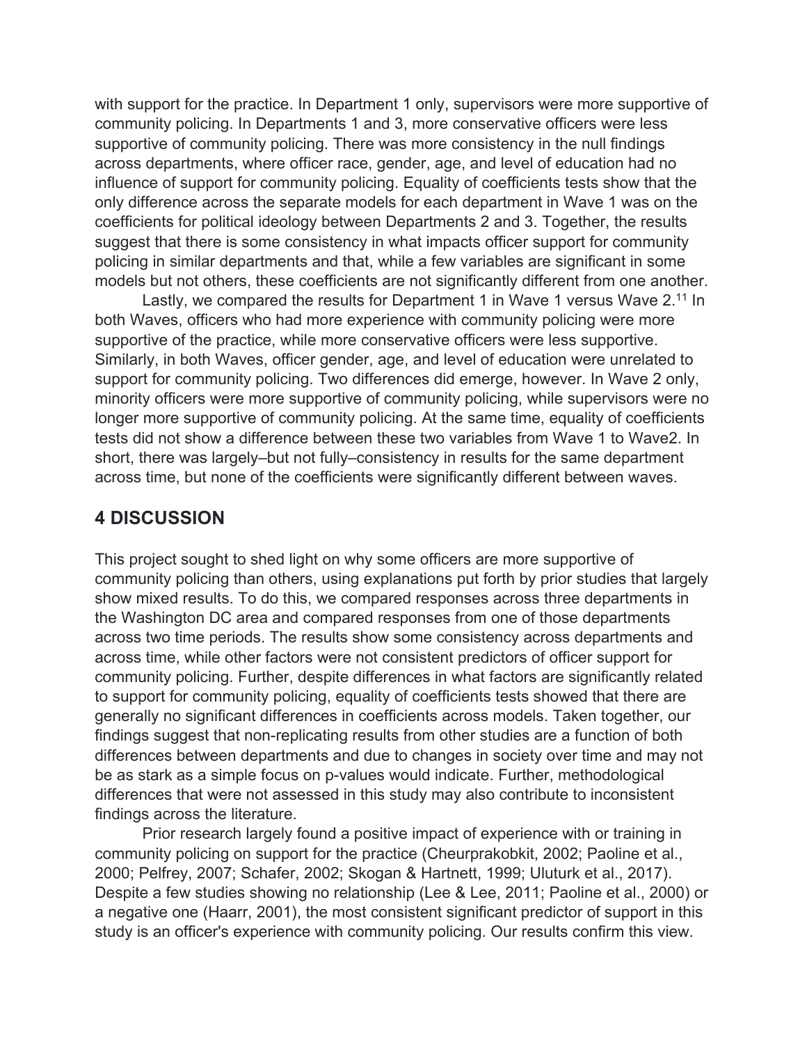with support for the practice. In Department 1 only, supervisors were more supportive of community policing. In Departments 1 and 3, more conservative officers were less supportive of community policing. There was more consistency in the null findings across departments, where officer race, gender, age, and level of education had no influence of support for community policing. Equality of coefficients tests show that the only difference across the separate models for each department in Wave 1 was on the coefficients for political ideology between Departments 2 and 3. Together, the results suggest that there is some consistency in what impacts officer support for community policing in similar departments and that, while a few variables are significant in some models but not others, these coefficients are not significantly different from one another.

Lastly, we compared the results for Department 1 in Wave 1 versus Wave 2.[11] In both Waves, officers who had more experience with community policing were more supportive of the practice, while more conservative officers were less supportive. Similarly, in both Waves, officer gender, age, and level of education were unrelated to support for community policing. Two differences did emerge, however. In Wave 2 only, minority officers were more supportive of community policing, while supervisors were no longer more supportive of community policing. At the same time, equality of coefficients tests did not show a difference between these two variables from Wave 1 to Wave2. In short, there was largely–but not fully–consistency in results for the same department across time, but none of the coefficients were significantly different between waves.

## 4 DISCUSSION

This project sought to shed light on why some officers are more supportive of community policing than others, using explanations put forth by prior studies that largely show mixed results. To do this, we compared responses across three departments in the Washington DC area and compared responses from one of those departments across two time periods. The results show some consistency across departments and across time, while other factors were not consistent predictors of officer support for community policing. Further, despite differences in what factors are significantly related to support for community policing, equality of coefficients tests showed that there are generally no significant differences in coefficients across models. Taken together, our findings suggest that non-replicating results from other studies are a function of both differences between departments and due to changes in society over time and may not be as stark as a simple focus on p-values would indicate. Further, methodological differences that were not assessed in this study may also contribute to inconsistent findings across the literature.

Prior research largely found a positive impact of experience with or training in community policing on support for the practice (Cheurprakobkit, 2002; Paoline et al., 2000; Pelfrey, 2007; Schafer, 2002; Skogan & Hartnett, 1999; Uluturk et al., 2017). Despite a few studies showing no relationship (Lee & Lee, 2011; Paoline et al., 2000) or a negative one (Haarr, 2001), the most consistent significant predictor of support in this study is an officer's experience with community policing. Our results confirm this view.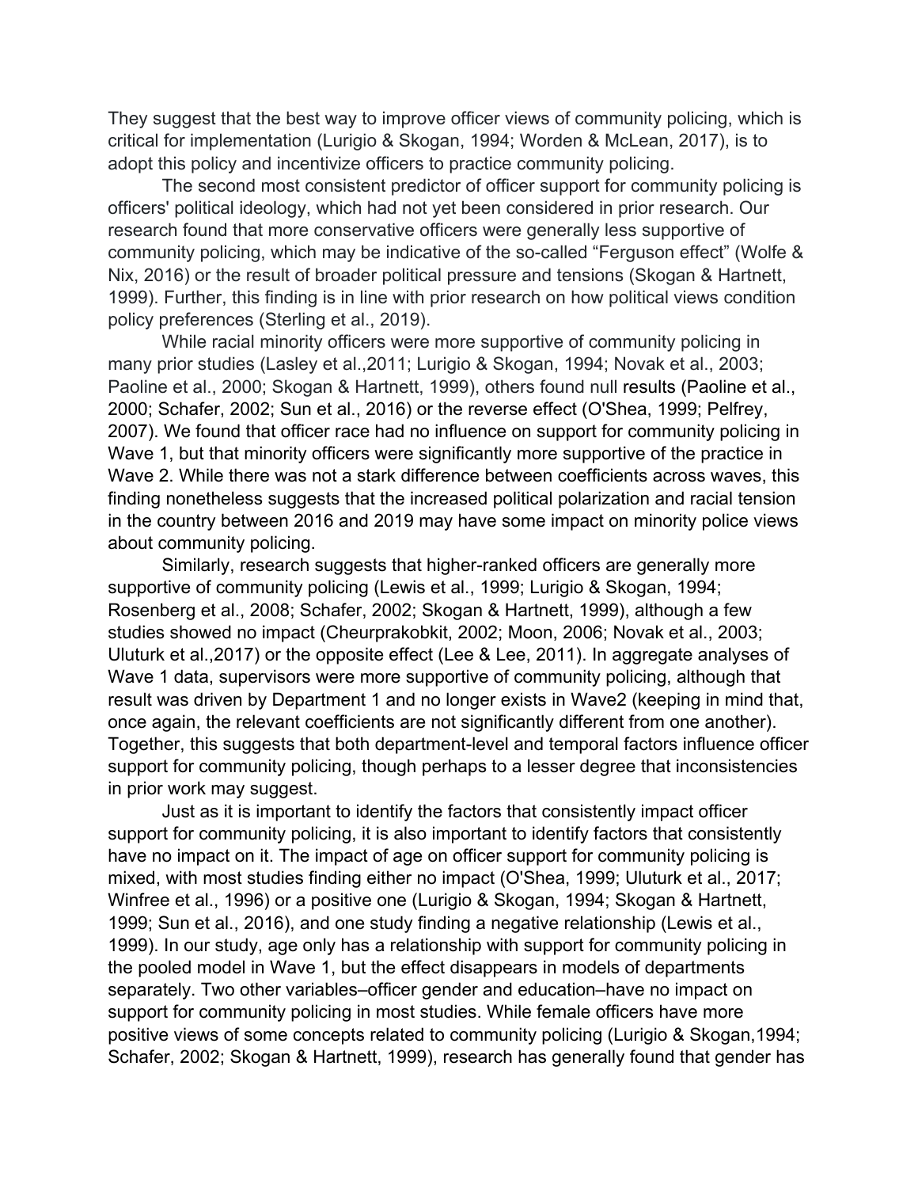They suggest that the best way to improve officer views of community policing, which is critical for implementation (Lurigio & Skogan, 1994; Worden & McLean, 2017), is to adopt this policy and incentivize officers to practice community policing.

The second most consistent predictor of officer support for community policing is officers' political ideology, which had not yet been considered in prior research. Our research found that more conservative officers were generally less supportive of community policing, which may be indicative of the so-called "Ferguson effect" (Wolfe & Nix, 2016) or the result of broader political pressure and tensions (Skogan & Hartnett, 1999). Further, this finding is in line with prior research on how political views condition policy preferences (Sterling et al., 2019).

While racial minority officers were more supportive of community policing in many prior studies (Lasley et al.,2011; Lurigio & Skogan, 1994; Novak et al., 2003; Paoline et al., 2000; Skogan & Hartnett, 1999), others found null results (Paoline et al., 2000; Schafer, 2002; Sun et al., 2016) or the reverse effect (O'Shea, 1999; Pelfrey, 2007). We found that officer race had no influence on support for community policing in Wave 1, but that minority officers were significantly more supportive of the practice in Wave 2. While there was not a stark difference between coefficients across waves, this finding nonetheless suggests that the increased political polarization and racial tension in the country between 2016 and 2019 may have some impact on minority police views about community policing.

Similarly, research suggests that higher-ranked officers are generally more supportive of community policing (Lewis et al., 1999; Lurigio & Skogan, 1994; Rosenberg et al., 2008; Schafer, 2002; Skogan & Hartnett, 1999), although a few studies showed no impact (Cheurprakobkit, 2002; Moon, 2006; Novak et al., 2003; Uluturk et al.,2017) or the opposite effect (Lee & Lee, 2011). In aggregate analyses of Wave 1 data, supervisors were more supportive of community policing, although that result was driven by Department 1 and no longer exists in Wave2 (keeping in mind that, once again, the relevant coefficients are not significantly different from one another). Together, this suggests that both department-level and temporal factors influence officer support for community policing, though perhaps to a lesser degree that inconsistencies in prior work may suggest.

Just as it is important to identify the factors that consistently impact officer support for community policing, it is also important to identify factors that consistently have no impact on it. The impact of age on officer support for community policing is mixed, with most studies finding either no impact (O'Shea, 1999; Uluturk et al., 2017; Winfree et al., 1996) or a positive one (Lurigio & Skogan, 1994; Skogan & Hartnett, 1999; Sun et al., 2016), and one study finding a negative relationship (Lewis et al., 1999). In our study, age only has a relationship with support for community policing in the pooled model in Wave 1, but the effect disappears in models of departments separately. Two other variables–officer gender and education–have no impact on support for community policing in most studies. While female officers have more positive views of some concepts related to community policing (Lurigio & Skogan,1994; Schafer, 2002; Skogan & Hartnett, 1999), research has generally found that gender has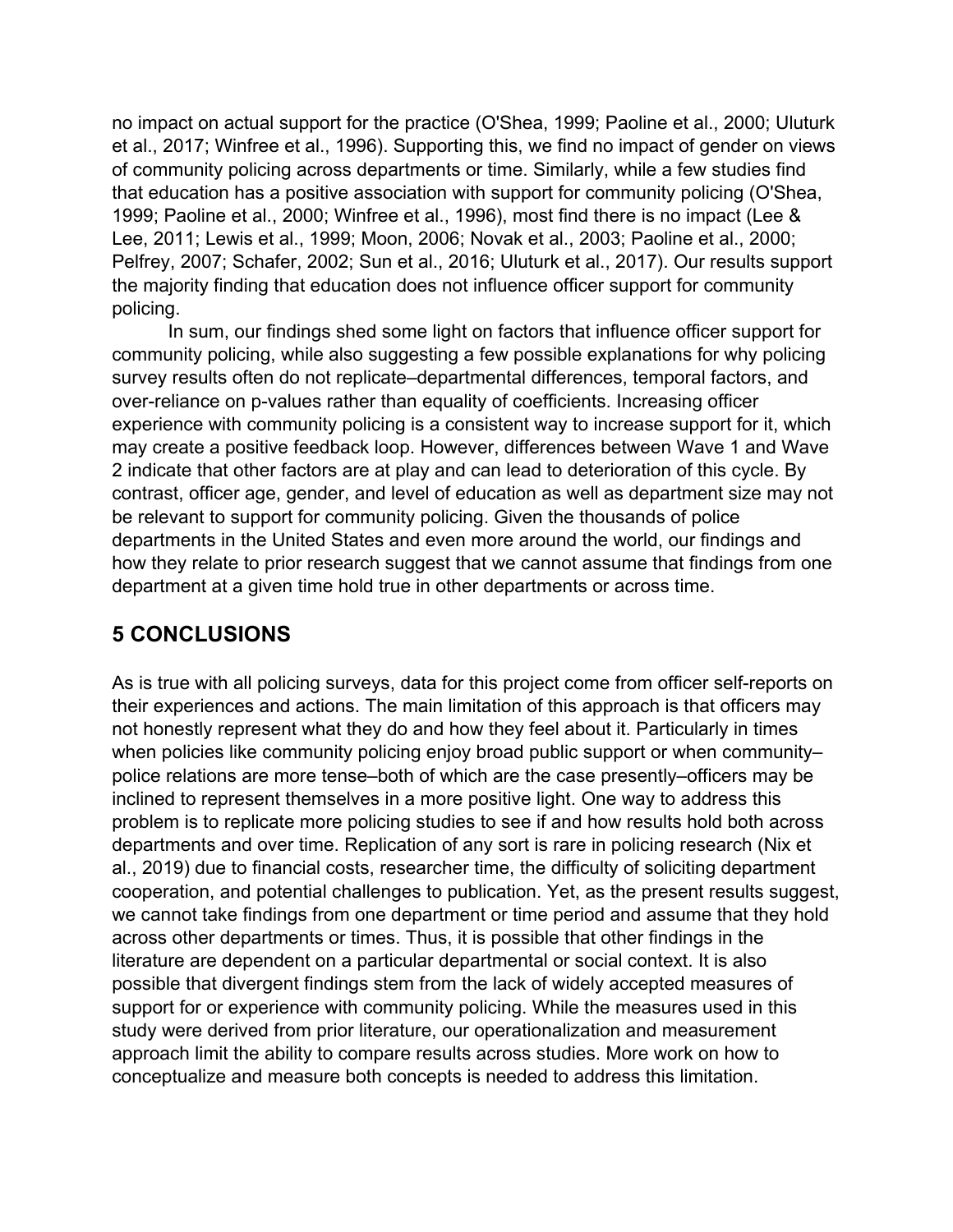no impact on actual support for the practice (O'Shea, 1999; Paoline et al., 2000; Uluturk et al., 2017; Winfree et al., 1996). Supporting this, we find no impact of gender on views of community policing across departments or time. Similarly, while a few studies find that education has a positive association with support for community policing (O'Shea, 1999; Paoline et al., 2000; Winfree et al., 1996), most find there is no impact (Lee & Lee, 2011; Lewis et al., 1999; Moon, 2006; Novak et al., 2003; Paoline et al., 2000; Pelfrey, 2007; Schafer, 2002; Sun et al., 2016; Uluturk et al., 2017). Our results support the majority finding that education does not influence officer support for community policing.

In sum, our findings shed some light on factors that influence officer support for community policing, while also suggesting a few possible explanations for why policing survey results often do not replicate–departmental differences, temporal factors, and over-reliance on p-values rather than equality of coefficients. Increasing officer experience with community policing is a consistent way to increase support for it, which may create a positive feedback loop. However, differences between Wave 1 and Wave 2 indicate that other factors are at play and can lead to deterioration of this cycle. By contrast, officer age, gender, and level of education as well as department size may not be relevant to support for community policing. Given the thousands of police departments in the United States and even more around the world, our findings and how they relate to prior research suggest that we cannot assume that findings from one department at a given time hold true in other departments or across time.

## 5 CONCLUSIONS

As is true with all policing surveys, data for this project come from officer self-reports on their experiences and actions. The main limitation of this approach is that officers may not honestly represent what they do and how they feel about it. Particularly in times when policies like community policing enjoy broad public support or when community–police relations are more tense–both of which are the case presently–officers may be inclined to represent themselves in a more positive light. One way to address this problem is to replicate more policing studies to see if and how results hold both across departments and over time. Replication of any sort is rare in policing research (Nix et al., 2019) due to financial costs, researcher time, the difficulty of soliciting department cooperation, and potential challenges to publication. Yet, as the present results suggest, we cannot take findings from one department or time period and assume that they hold across other departments or times. Thus, it is possible that other findings in the literature are dependent on a particular departmental or social context. It is also possible that divergent findings stem from the lack of widely accepted measures of support for or experience with community policing. While the measures used in this study were derived from prior literature, our operationalization and measurement approach limit the ability to compare results across studies. More work on how to conceptualize and measure both concepts is needed to address this limitation.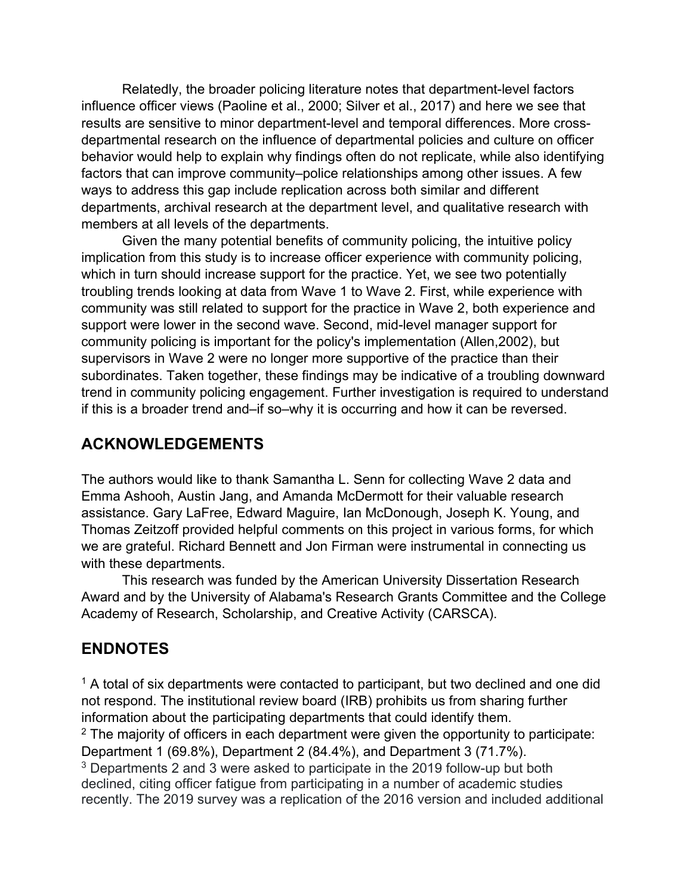Relatedly, the broader policing literature notes that department-level factors influence officer views (Paoline et al., 2000; Silver et al., 2017) and here we see that results are sensitive to minor department-level and temporal differences. More cross-departmental research on the influence of departmental policies and culture on officer behavior would help to explain why findings often do not replicate, while also identifying factors that can improve community–police relationships among other issues. A few ways to address this gap include replication across both similar and different departments, archival research at the department level, and qualitative research with members at all levels of the departments.

Given the many potential benefits of community policing, the intuitive policy implication from this study is to increase officer experience with community policing, which in turn should increase support for the practice. Yet, we see two potentially troubling trends looking at data from Wave 1 to Wave 2. First, while experience with community was still related to support for the practice in Wave 2, both experience and support were lower in the second wave. Second, mid-level manager support for community policing is important for the policy's implementation (Allen,2002), but supervisors in Wave 2 were no longer more supportive of the practice than their subordinates. Taken together, these findings may be indicative of a troubling downward trend in community policing engagement. Further investigation is required to understand if this is a broader trend and–if so–why it is occurring and how it can be reversed.

## ACKNOWLEDGEMENTS

The authors would like to thank Samantha L. Senn for collecting Wave 2 data and Emma Ashooh, Austin Jang, and Amanda McDermott for their valuable research assistance. Gary LaFree, Edward Maguire, Ian McDonough, Joseph K. Young, and Thomas Zeitzoff provided helpful comments on this project in various forms, for which we are grateful. Richard Bennett and Jon Firman were instrumental in connecting us with these departments.

This research was funded by the American University Dissertation Research Award and by the University of Alabama's Research Grants Committee and the College Academy of Research, Scholarship, and Creative Activity (CARSCA).

## ENDNOTES

[1] A total of six departments were contacted to participant, but two declined and one did not respond. The institutional review board (IRB) prohibits us from sharing further information about the participating departments that could identify them.

[2] The majority of officers in each department were given the opportunity to participate: Department 1 (69.8%), Department 2 (84.4%), and Department 3 (71.7%).

[3] Departments 2 and 3 were asked to participate in the 2019 follow-up but both declined, citing officer fatigue from participating in a number of academic studies recently. The 2019 survey was a replication of the 2016 version and included additional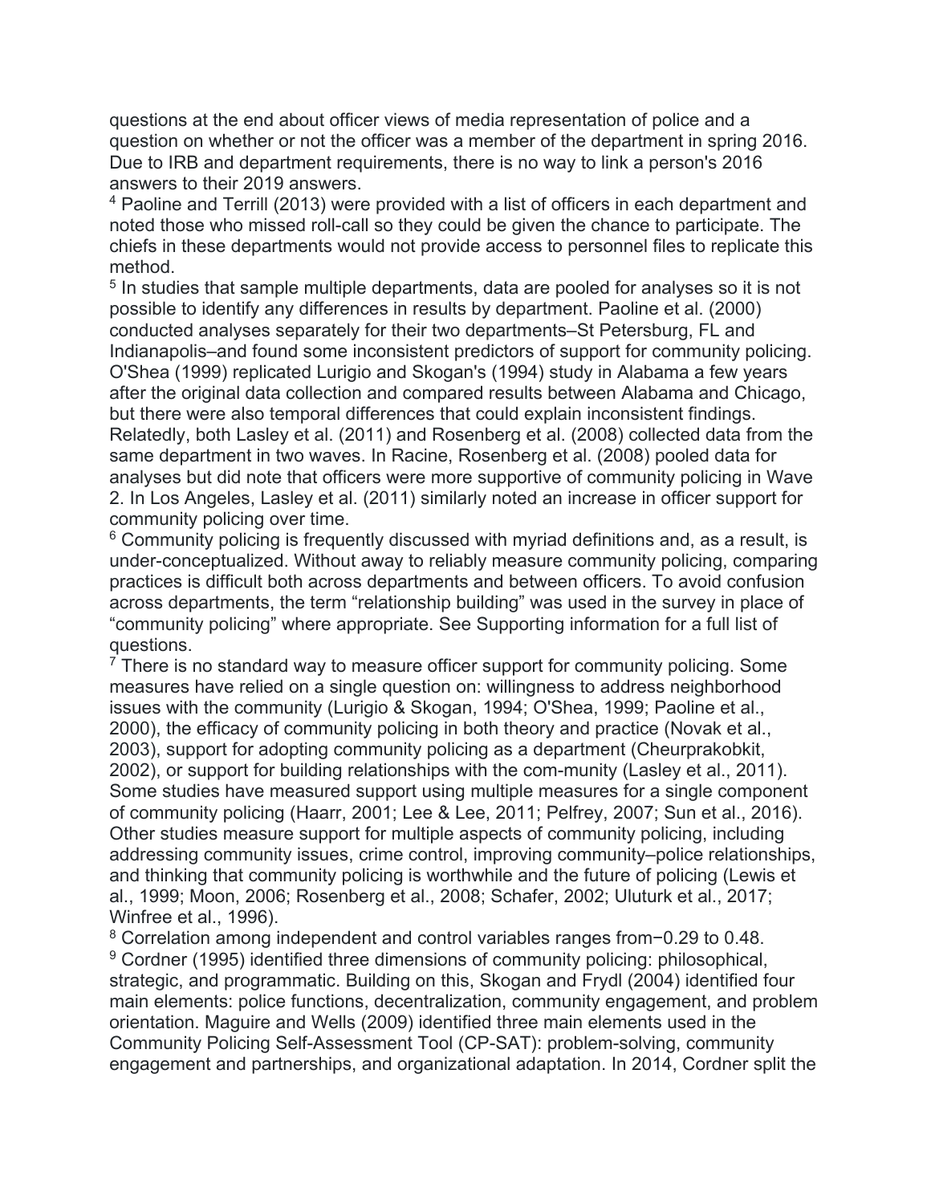questions at the end about officer views of media representation of police and a question on whether or not the officer was a member of the department in spring 2016. Due to IRB and department requirements, there is no way to link a person's 2016 answers to their 2019 answers.

[4] Paoline and Terrill (2013) were provided with a list of officers in each department and noted those who missed roll-call so they could be given the chance to participate. The chiefs in these departments would not provide access to personnel files to replicate this method.

[5] In studies that sample multiple departments, data are pooled for analyses so it is not possible to identify any differences in results by department. Paoline et al. (2000) conducted analyses separately for their two departments–St Petersburg, FL and Indianapolis–and found some inconsistent predictors of support for community policing. O'Shea (1999) replicated Lurigio and Skogan's (1994) study in Alabama a few years after the original data collection and compared results between Alabama and Chicago, but there were also temporal differences that could explain inconsistent findings. Relatedly, both Lasley et al. (2011) and Rosenberg et al. (2008) collected data from the same department in two waves. In Racine, Rosenberg et al. (2008) pooled data for analyses but did note that officers were more supportive of community policing in Wave 2. In Los Angeles, Lasley et al. (2011) similarly noted an increase in officer support for community policing over time.

[6] Community policing is frequently discussed with myriad definitions and, as a result, is under-conceptualized. Without away to reliably measure community policing, comparing practices is difficult both across departments and between officers. To avoid confusion across departments, the term "relationship building" was used in the survey in place of "community policing" where appropriate. See Supporting information for a full list of questions.

[7] There is no standard way to measure officer support for community policing. Some measures have relied on a single question on: willingness to address neighborhood issues with the community (Lurigio & Skogan, 1994; O'Shea, 1999; Paoline et al., 2000), the efficacy of community policing in both theory and practice (Novak et al., 2003), support for adopting community policing as a department (Cheurprakobkit, 2002), or support for building relationships with the com-munity (Lasley et al., 2011). Some studies have measured support using multiple measures for a single component of community policing (Haarr, 2001; Lee & Lee, 2011; Pelfrey, 2007; Sun et al., 2016). Other studies measure support for multiple aspects of community policing, including addressing community issues, crime control, improving community–police relationships, and thinking that community policing is worthwhile and the future of policing (Lewis et al., 1999; Moon, 2006; Rosenberg et al., 2008; Schafer, 2002; Uluturk et al., 2017; Winfree et al., 1996).

[8] Correlation among independent and control variables ranges from −0.29 to 0.48.

[9] Cordner (1995) identified three dimensions of community policing: philosophical, strategic, and programmatic. Building on this, Skogan and Frydl (2004) identified four main elements: police functions, decentralization, community engagement, and problem orientation. Maguire and Wells (2009) identified three main elements used in the Community Policing Self-Assessment Tool (CP-SAT): problem-solving, community engagement and partnerships, and organizational adaptation. In 2014, Cordner split the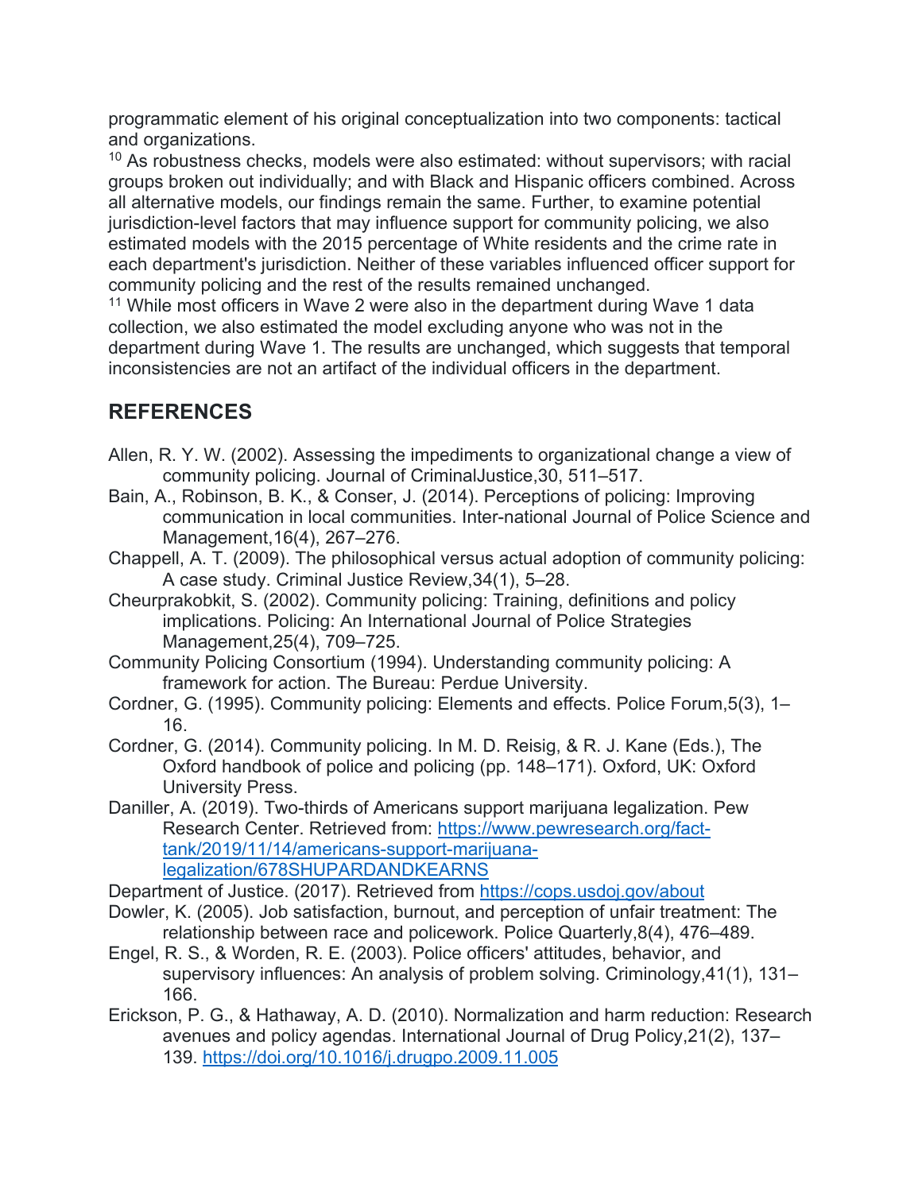programmatic element of his original conceptualization into two components: tactical and organizations.

[10] As robustness checks, models were also estimated: without supervisors; with racial groups broken out individually; and with Black and Hispanic officers combined. Across all alternative models, our findings remain the same. Further, to examine potential jurisdiction-level factors that may influence support for community policing, we also estimated models with the 2015 percentage of White residents and the crime rate in each department's jurisdiction. Neither of these variables influenced officer support for community policing and the rest of the results remained unchanged.

[11] While most officers in Wave 2 were also in the department during Wave 1 data collection, we also estimated the model excluding anyone who was not in the department during Wave 1. The results are unchanged, which suggests that temporal inconsistencies are not an artifact of the individual officers in the department.

## REFERENCES

Allen, R. Y. W. (2002). Assessing the impediments to organizational change a view of community policing. Journal of CriminalJustice,30, 511–517.

Bain, A., Robinson, B. K., & Conser, J. (2014). Perceptions of policing: Improving communication in local communities. Inter-national Journal of Police Science and Management,16(4), 267–276.

Chappell, A. T. (2009). The philosophical versus actual adoption of community policing: A case study. Criminal Justice Review,34(1), 5–28.

Cheurprakobkit, S. (2002). Community policing: Training, definitions and policy implications. Policing: An International Journal of Police Strategies Management,25(4), 709–725.

Community Policing Consortium (1994). Understanding community policing: A framework for action. The Bureau: Perdue University.

Cordner, G. (1995). Community policing: Elements and effects. Police Forum,5(3), 1–16.

Cordner, G. (2014). Community policing. In M. D. Reisig, & R. J. Kane (Eds.), The Oxford handbook of police and policing (pp. 148–171). Oxford, UK: Oxford University Press.

Daniller, A. (2019). Two-thirds of Americans support marijuana legalization. Pew Research Center. Retrieved from: https://www.pewresearch.org/fact-tank/2019/11/14/americans-support-marijuana-legalization/678SHUPARDANDKEARNS

Department of Justice. (2017). Retrieved from https://cops.usdoj.gov/about

Dowler, K. (2005). Job satisfaction, burnout, and perception of unfair treatment: The relationship between race and policework. Police Quarterly,8(4), 476–489.

Engel, R. S., & Worden, R. E. (2003). Police officers' attitudes, behavior, and supervisory influences: An analysis of problem solving. Criminology,41(1), 131–166.

Erickson, P. G., & Hathaway, A. D. (2010). Normalization and harm reduction: Research avenues and policy agendas. International Journal of Drug Policy,21(2), 137–139. https://doi.org/10.1016/j.drugpo.2009.11.005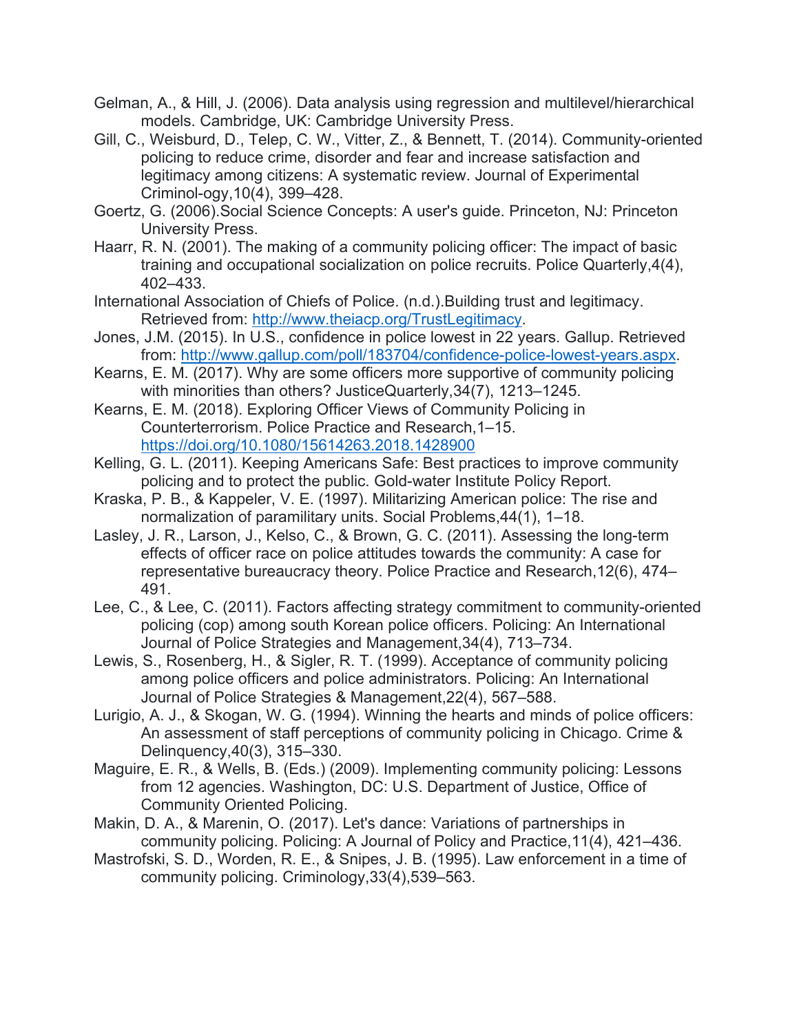Gelman, A., & Hill, J. (2006). Data analysis using regression and multilevel/hierarchical models. Cambridge, UK: Cambridge University Press.

Gill, C., Weisburd, D., Telep, C. W., Vitter, Z., & Bennett, T. (2014). Community-oriented policing to reduce crime, disorder and fear and increase satisfaction and legitimacy among citizens: A systematic review. Journal of Experimental Criminol-ogy,10(4), 399–428.

Goertz, G. (2006).Social Science Concepts: A user's guide. Princeton, NJ: Princeton University Press.

Haarr, R. N. (2001). The making of a community policing officer: The impact of basic training and occupational socialization on police recruits. Police Quarterly,4(4), 402–433.

International Association of Chiefs of Police. (n.d.).Building trust and legitimacy. Retrieved from: http://www.theiacp.org/TrustLegitimacy.

Jones, J.M. (2015). In U.S., confidence in police lowest in 22 years. Gallup. Retrieved from: http://www.gallup.com/poll/183704/confidence-police-lowest-years.aspx.

Kearns, E. M. (2017). Why are some officers more supportive of community policing with minorities than others? JusticeQuarterly,34(7), 1213–1245.

Kearns, E. M. (2018). Exploring Officer Views of Community Policing in Counterterrorism. Police Practice and Research,1–15. https://doi.org/10.1080/15614263.2018.1428900

Kelling, G. L. (2011). Keeping Americans Safe: Best practices to improve community policing and to protect the public. Gold-water Institute Policy Report.

Kraska, P. B., & Kappeler, V. E. (1997). Militarizing American police: The rise and normalization of paramilitary units. Social Problems,44(1), 1–18.

Lasley, J. R., Larson, J., Kelso, C., & Brown, G. C. (2011). Assessing the long-term effects of officer race on police attitudes towards the community: A case for representative bureaucracy theory. Police Practice and Research,12(6), 474–491.

Lee, C., & Lee, C. (2011). Factors affecting strategy commitment to community-oriented policing (cop) among south Korean police officers. Policing: An International Journal of Police Strategies and Management,34(4), 713–734.

Lewis, S., Rosenberg, H., & Sigler, R. T. (1999). Acceptance of community policing among police officers and police administrators. Policing: An International Journal of Police Strategies & Management,22(4), 567–588.

Lurigio, A. J., & Skogan, W. G. (1994). Winning the hearts and minds of police officers: An assessment of staff perceptions of community policing in Chicago. Crime & Delinquency,40(3), 315–330.

Maguire, E. R., & Wells, B. (Eds.) (2009). Implementing community policing: Lessons from 12 agencies. Washington, DC: U.S. Department of Justice, Office of Community Oriented Policing.

Makin, D. A., & Marenin, O. (2017). Let's dance: Variations of partnerships in community policing. Policing: A Journal of Policy and Practice,11(4), 421–436.

Mastrofski, S. D., Worden, R. E., & Snipes, J. B. (1995). Law enforcement in a time of community policing. Criminology,33(4),539–563.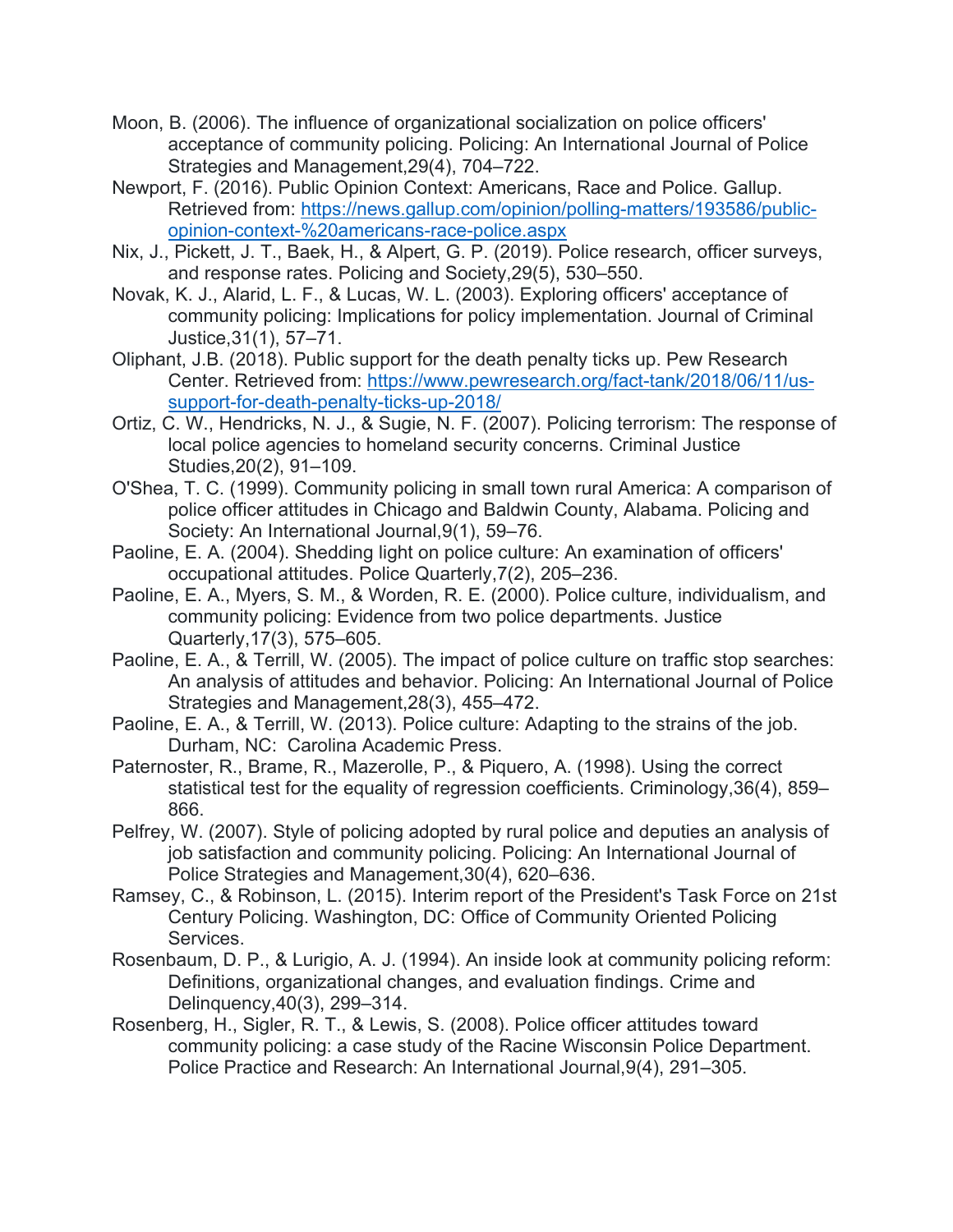Moon, B. (2006). The influence of organizational socialization on police officers' acceptance of community policing. Policing: An International Journal of Police Strategies and Management,29(4), 704–722.

Newport, F. (2016). Public Opinion Context: Americans, Race and Police. Gallup. Retrieved from: https://news.gallup.com/opinion/polling-matters/193586/public-opinion-context-%20americans-race-police.aspx

Nix, J., Pickett, J. T., Baek, H., & Alpert, G. P. (2019). Police research, officer surveys, and response rates. Policing and Society,29(5), 530–550.

Novak, K. J., Alarid, L. F., & Lucas, W. L. (2003). Exploring officers' acceptance of community policing: Implications for policy implementation. Journal of Criminal Justice,31(1), 57–71.

Oliphant, J.B. (2018). Public support for the death penalty ticks up. Pew Research Center. Retrieved from: https://www.pewresearch.org/fact-tank/2018/06/11/us-support-for-death-penalty-ticks-up-2018/

Ortiz, C. W., Hendricks, N. J., & Sugie, N. F. (2007). Policing terrorism: The response of local police agencies to homeland security concerns. Criminal Justice Studies,20(2), 91–109.

O'Shea, T. C. (1999). Community policing in small town rural America: A comparison of police officer attitudes in Chicago and Baldwin County, Alabama. Policing and Society: An International Journal,9(1), 59–76.

Paoline, E. A. (2004). Shedding light on police culture: An examination of officers' occupational attitudes. Police Quarterly,7(2), 205–236.

Paoline, E. A., Myers, S. M., & Worden, R. E. (2000). Police culture, individualism, and community policing: Evidence from two police departments. Justice Quarterly,17(3), 575–605.

Paoline, E. A., & Terrill, W. (2005). The impact of police culture on traffic stop searches: An analysis of attitudes and behavior. Policing: An International Journal of Police Strategies and Management,28(3), 455–472.

Paoline, E. A., & Terrill, W. (2013). Police culture: Adapting to the strains of the job. Durham, NC: Carolina Academic Press.

Paternoster, R., Brame, R., Mazerolle, P., & Piquero, A. (1998). Using the correct statistical test for the equality of regression coefficients. Criminology,36(4), 859–866.

Pelfrey, W. (2007). Style of policing adopted by rural police and deputies an analysis of job satisfaction and community policing. Policing: An International Journal of Police Strategies and Management,30(4), 620–636.

Ramsey, C., & Robinson, L. (2015). Interim report of the President's Task Force on 21st Century Policing. Washington, DC: Office of Community Oriented Policing Services.

Rosenbaum, D. P., & Lurigio, A. J. (1994). An inside look at community policing reform: Definitions, organizational changes, and evaluation findings. Crime and Delinquency,40(3), 299–314.

Rosenberg, H., Sigler, R. T., & Lewis, S. (2008). Police officer attitudes toward community policing: a case study of the Racine Wisconsin Police Department. Police Practice and Research: An International Journal,9(4), 291–305.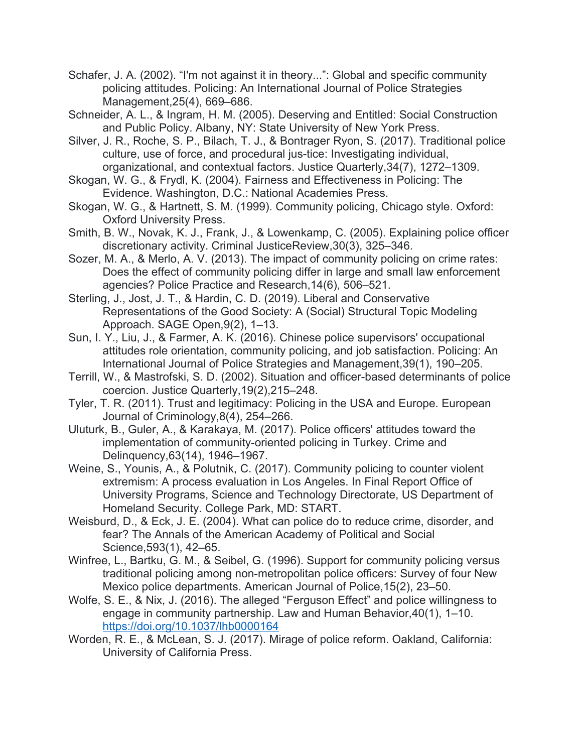Schafer, J. A. (2002). "I'm not against it in theory...": Global and specific community policing attitudes. Policing: An International Journal of Police Strategies Management,25(4), 669–686.

Schneider, A. L., & Ingram, H. M. (2005). Deserving and Entitled: Social Construction and Public Policy. Albany, NY: State University of New York Press.

Silver, J. R., Roche, S. P., Bilach, T. J., & Bontrager Ryon, S. (2017). Traditional police culture, use of force, and procedural jus-tice: Investigating individual, organizational, and contextual factors. Justice Quarterly,34(7), 1272–1309.

Skogan, W. G., & Frydl, K. (2004). Fairness and Effectiveness in Policing: The Evidence. Washington, D.C.: National Academies Press.

Skogan, W. G., & Hartnett, S. M. (1999). Community policing, Chicago style. Oxford: Oxford University Press.

Smith, B. W., Novak, K. J., Frank, J., & Lowenkamp, C. (2005). Explaining police officer discretionary activity. Criminal JusticeReview,30(3), 325–346.

Sozer, M. A., & Merlo, A. V. (2013). The impact of community policing on crime rates: Does the effect of community policing differ in large and small law enforcement agencies? Police Practice and Research,14(6), 506–521.

Sterling, J., Jost, J. T., & Hardin, C. D. (2019). Liberal and Conservative Representations of the Good Society: A (Social) Structural Topic Modeling Approach. SAGE Open,9(2), 1–13.

Sun, I. Y., Liu, J., & Farmer, A. K. (2016). Chinese police supervisors' occupational attitudes role orientation, community policing, and job satisfaction. Policing: An International Journal of Police Strategies and Management,39(1), 190–205.

Terrill, W., & Mastrofski, S. D. (2002). Situation and officer-based determinants of police coercion. Justice Quarterly,19(2),215–248.

Tyler, T. R. (2011). Trust and legitimacy: Policing in the USA and Europe. European Journal of Criminology,8(4), 254–266.

Uluturk, B., Guler, A., & Karakaya, M. (2017). Police officers' attitudes toward the implementation of community-oriented policing in Turkey. Crime and Delinquency,63(14), 1946–1967.

Weine, S., Younis, A., & Polutnik, C. (2017). Community policing to counter violent extremism: A process evaluation in Los Angeles. In Final Report Office of University Programs, Science and Technology Directorate, US Department of Homeland Security. College Park, MD: START.

Weisburd, D., & Eck, J. E. (2004). What can police do to reduce crime, disorder, and fear? The Annals of the American Academy of Political and Social Science,593(1), 42–65.

Winfree, L., Bartku, G. M., & Seibel, G. (1996). Support for community policing versus traditional policing among non-metropolitan police officers: Survey of four New Mexico police departments. American Journal of Police,15(2), 23–50.

Wolfe, S. E., & Nix, J. (2016). The alleged "Ferguson Effect" and police willingness to engage in community partnership. Law and Human Behavior,40(1), 1–10. https://doi.org/10.1037/lhb0000164

Worden, R. E., & McLean, S. J. (2017). Mirage of police reform. Oakland, California: University of California Press.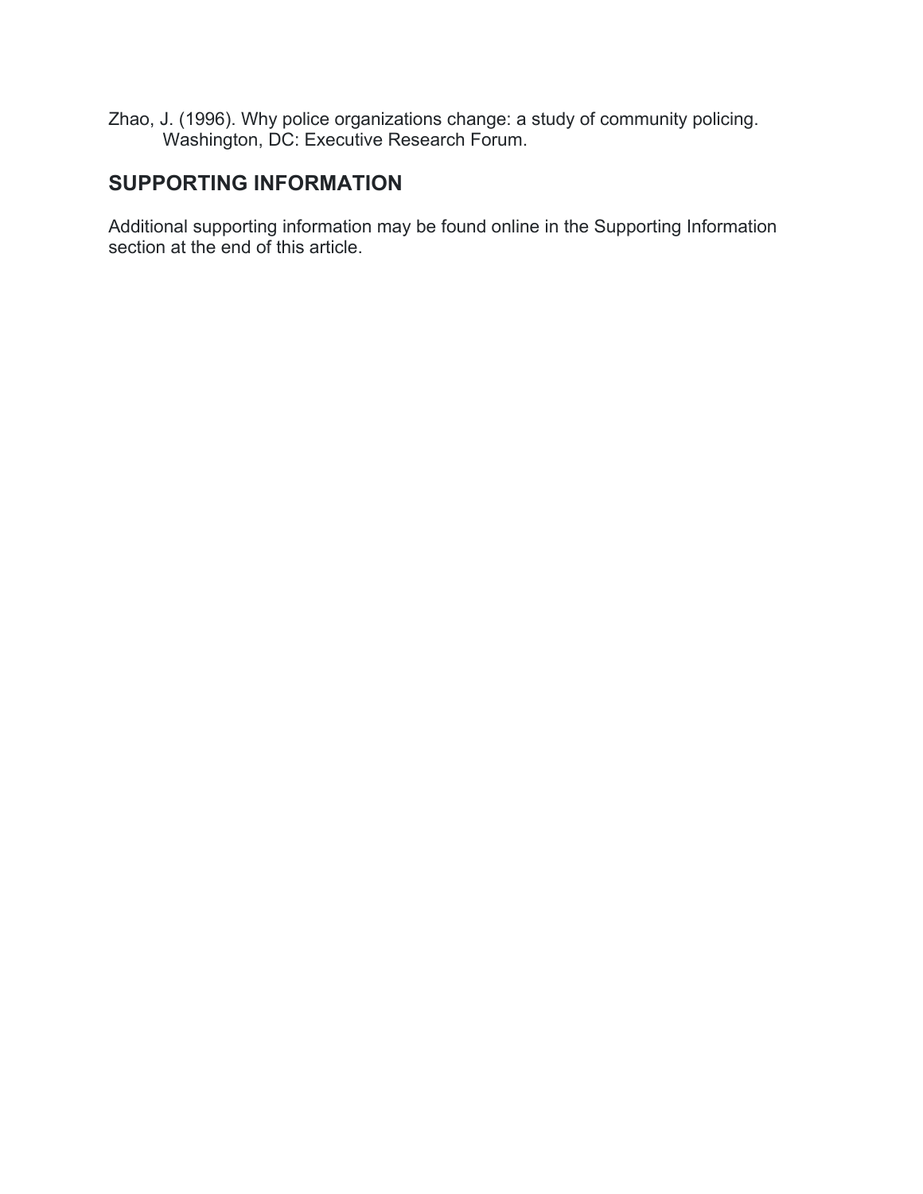Zhao, J. (1996). Why police organizations change: a study of community policing. Washington, DC: Executive Research Forum.

## SUPPORTING INFORMATION

Additional supporting information may be found online in the Supporting Information section at the end of this article.